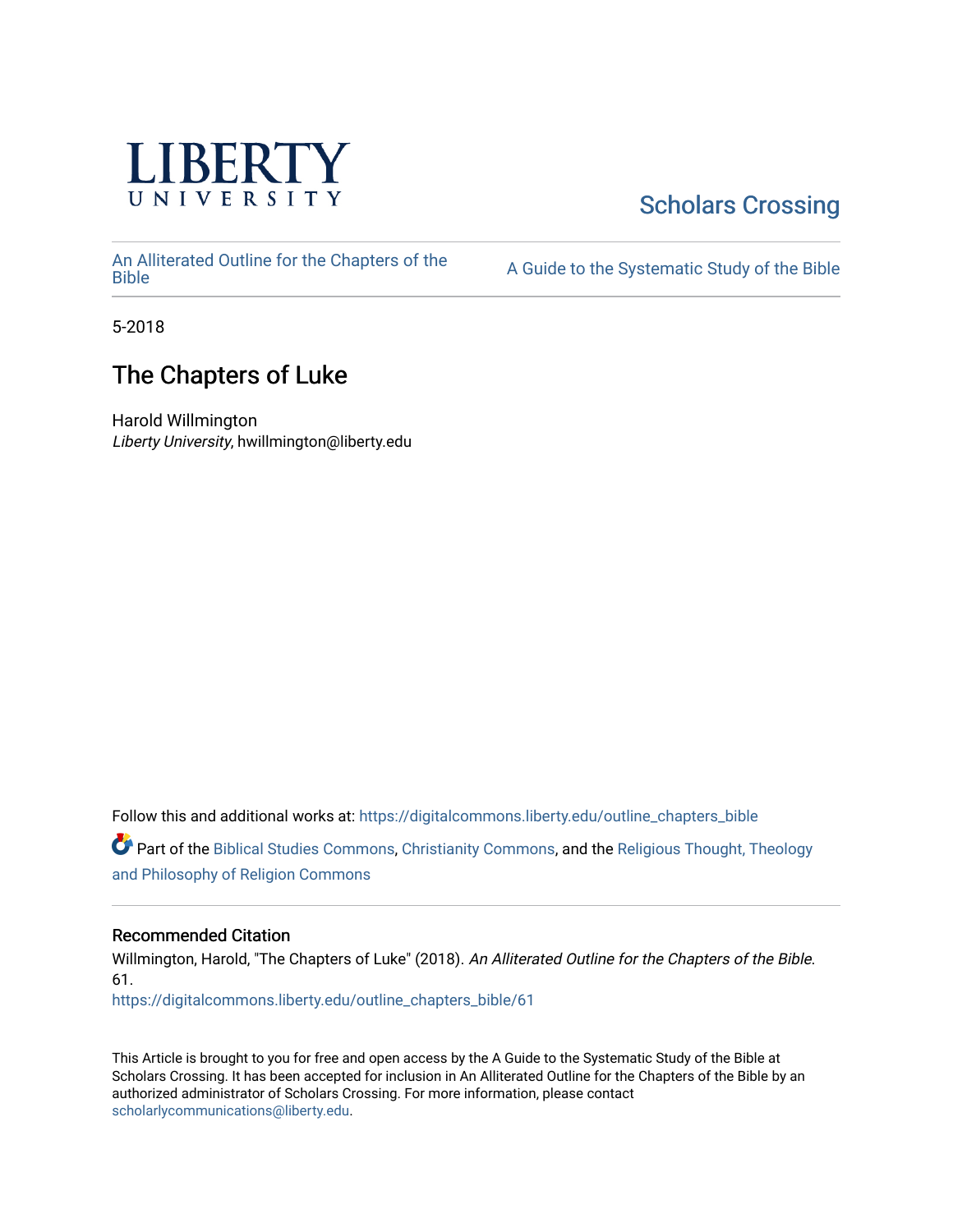LIBERTY UNIVERSITY

Scholars Crossing

An Alliterated Outline for the Chapters of the Bible

A Guide to the Systematic Study of the Bible

5-2018

# The Chapters of Luke

Harold Willmington
*Liberty University*, hwillmington@liberty.edu

Follow this and additional works at: https://digitalcommons.liberty.edu/outline_chapters_bible

Part of the Biblical Studies Commons, Christianity Commons, and the Religious Thought, Theology and Philosophy of Religion Commons

## Recommended Citation

Willmington, Harold, "The Chapters of Luke" (2018). *An Alliterated Outline for the Chapters of the Bible*. 61.
https://digitalcommons.liberty.edu/outline_chapters_bible/61

This Article is brought to you for free and open access by the A Guide to the Systematic Study of the Bible at Scholars Crossing. It has been accepted for inclusion in An Alliterated Outline for the Chapters of the Bible by an authorized administrator of Scholars Crossing. For more information, please contact scholarlycommunications@liberty.edu.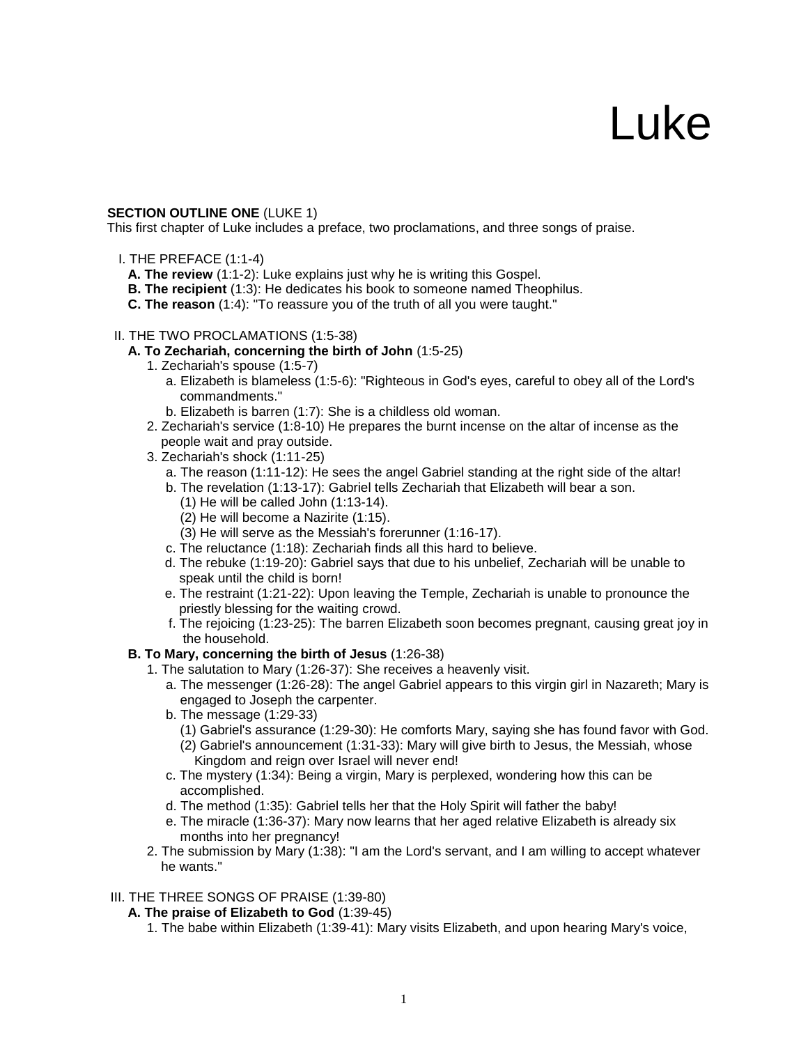# Luke

**SECTION OUTLINE ONE** (LUKE 1)
This first chapter of Luke includes a preface, two proclamations, and three songs of praise.

I. THE PREFACE (1:1-4)
- **A. The review** (1:1-2): Luke explains just why he is writing this Gospel.
- **B. The recipient** (1:3): He dedicates his book to someone named Theophilus.
- **C. The reason** (1:4): "To reassure you of the truth of all you were taught."

II. THE TWO PROCLAMATIONS (1:5-38)
- **A. To Zechariah, concerning the birth of John** (1:5-25)
  1. Zechariah's spouse (1:5-7)
     - a. Elizabeth is blameless (1:5-6): "Righteous in God's eyes, careful to obey all of the Lord's commandments."
     - b. Elizabeth is barren (1:7): She is a childless old woman.
  2. Zechariah's service (1:8-10) He prepares the burnt incense on the altar of incense as the people wait and pray outside.
  3. Zechariah's shock (1:11-25)
     - a. The reason (1:11-12): He sees the angel Gabriel standing at the right side of the altar!
     - b. The revelation (1:13-17): Gabriel tells Zechariah that Elizabeth will bear a son.
       - (1) He will be called John (1:13-14).
       - (2) He will become a Nazirite (1:15).
       - (3) He will serve as the Messiah's forerunner (1:16-17).
     - c. The reluctance (1:18): Zechariah finds all this hard to believe.
     - d. The rebuke (1:19-20): Gabriel says that due to his unbelief, Zechariah will be unable to speak until the child is born!
     - e. The restraint (1:21-22): Upon leaving the Temple, Zechariah is unable to pronounce the priestly blessing for the waiting crowd.
     - f. The rejoicing (1:23-25): The barren Elizabeth soon becomes pregnant, causing great joy in the household.
- **B. To Mary, concerning the birth of Jesus** (1:26-38)
  1. The salutation to Mary (1:26-37): She receives a heavenly visit.
     - a. The messenger (1:26-28): The angel Gabriel appears to this virgin girl in Nazareth; Mary is engaged to Joseph the carpenter.
     - b. The message (1:29-33)
       - (1) Gabriel's assurance (1:29-30): He comforts Mary, saying she has found favor with God.
       - (2) Gabriel's announcement (1:31-33): Mary will give birth to Jesus, the Messiah, whose Kingdom and reign over Israel will never end!
     - c. The mystery (1:34): Being a virgin, Mary is perplexed, wondering how this can be accomplished.
     - d. The method (1:35): Gabriel tells her that the Holy Spirit will father the baby!
     - e. The miracle (1:36-37): Mary now learns that her aged relative Elizabeth is already six months into her pregnancy!
  2. The submission by Mary (1:38): "I am the Lord's servant, and I am willing to accept whatever he wants."

III. THE THREE SONGS OF PRAISE (1:39-80)
- **A. The praise of Elizabeth to God** (1:39-45)
  1. The babe within Elizabeth (1:39-41): Mary visits Elizabeth, and upon hearing Mary's voice,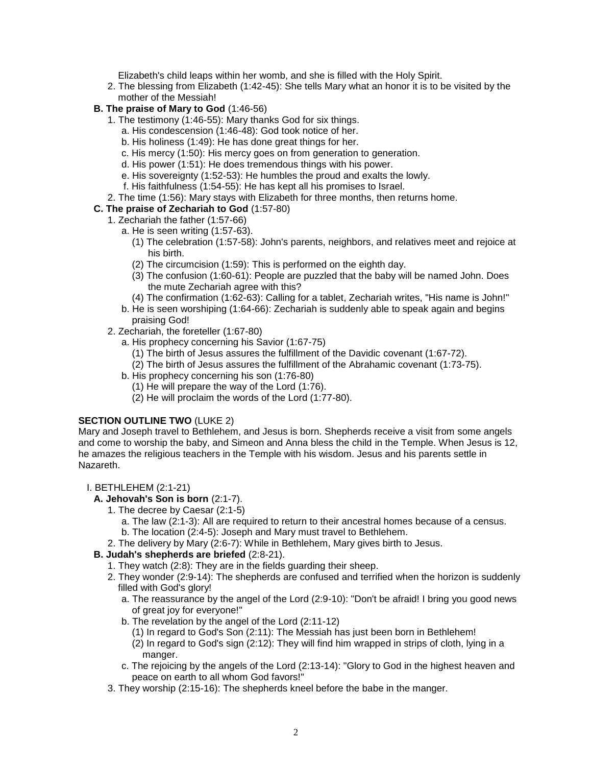Elizabeth's child leaps within her womb, and she is filled with the Holy Spirit.

   2. The blessing from Elizabeth (1:42-45): She tells Mary what an honor it is to be visited by the mother of the Messiah!

**B. The praise of Mary to God** (1:46-56)

1. The testimony (1:46-55): Mary thanks God for six things.
   a. His condescension (1:46-48): God took notice of her.
   b. His holiness (1:49): He has done great things for her.
   c. His mercy (1:50): His mercy goes on from generation to generation.
   d. His power (1:51): He does tremendous things with his power.
   e. His sovereignty (1:52-53): He humbles the proud and exalts the lowly.
   f. His faithfulness (1:54-55): He has kept all his promises to Israel.
2. The time (1:56): Mary stays with Elizabeth for three months, then returns home.

**C. The praise of Zechariah to God** (1:57-80)

1. Zechariah the father (1:57-66)
   a. He is seen writing (1:57-63).
      (1) The celebration (1:57-58): John's parents, neighbors, and relatives meet and rejoice at his birth.
      (2) The circumcision (1:59): This is performed on the eighth day.
      (3) The confusion (1:60-61): People are puzzled that the baby will be named John. Does the mute Zechariah agree with this?
      (4) The confirmation (1:62-63): Calling for a tablet, Zechariah writes, "His name is John!"
   b. He is seen worshiping (1:64-66): Zechariah is suddenly able to speak again and begins praising God!
2. Zechariah, the foreteller (1:67-80)
   a. His prophecy concerning his Savior (1:67-75)
      (1) The birth of Jesus assures the fulfillment of the Davidic covenant (1:67-72).
      (2) The birth of Jesus assures the fulfillment of the Abrahamic covenant (1:73-75).
   b. His prophecy concerning his son (1:76-80)
      (1) He will prepare the way of the Lord (1:76).
      (2) He will proclaim the words of the Lord (1:77-80).

**SECTION OUTLINE TWO** (LUKE 2)

Mary and Joseph travel to Bethlehem, and Jesus is born. Shepherds receive a visit from some angels and come to worship the baby, and Simeon and Anna bless the child in the Temple. When Jesus is 12, he amazes the religious teachers in the Temple with his wisdom. Jesus and his parents settle in Nazareth.

I. BETHLEHEM (2:1-21)

**A. Jehovah's Son is born** (2:1-7).

1. The decree by Caesar (2:1-5)
   a. The law (2:1-3): All are required to return to their ancestral homes because of a census.
   b. The location (2:4-5): Joseph and Mary must travel to Bethlehem.
2. The delivery by Mary (2:6-7): While in Bethlehem, Mary gives birth to Jesus.

**B. Judah's shepherds are briefed** (2:8-21).

1. They watch (2:8): They are in the fields guarding their sheep.
2. They wonder (2:9-14): The shepherds are confused and terrified when the horizon is suddenly filled with God's glory!
   a. The reassurance by the angel of the Lord (2:9-10): "Don't be afraid! I bring you good news of great joy for everyone!"
   b. The revelation by the angel of the Lord (2:11-12)
      (1) In regard to God's Son (2:11): The Messiah has just been born in Bethlehem!
      (2) In regard to God's sign (2:12): They will find him wrapped in strips of cloth, lying in a manger.
   c. The rejoicing by the angels of the Lord (2:13-14): "Glory to God in the highest heaven and peace on earth to all whom God favors!"
3. They worship (2:15-16): The shepherds kneel before the babe in the manger.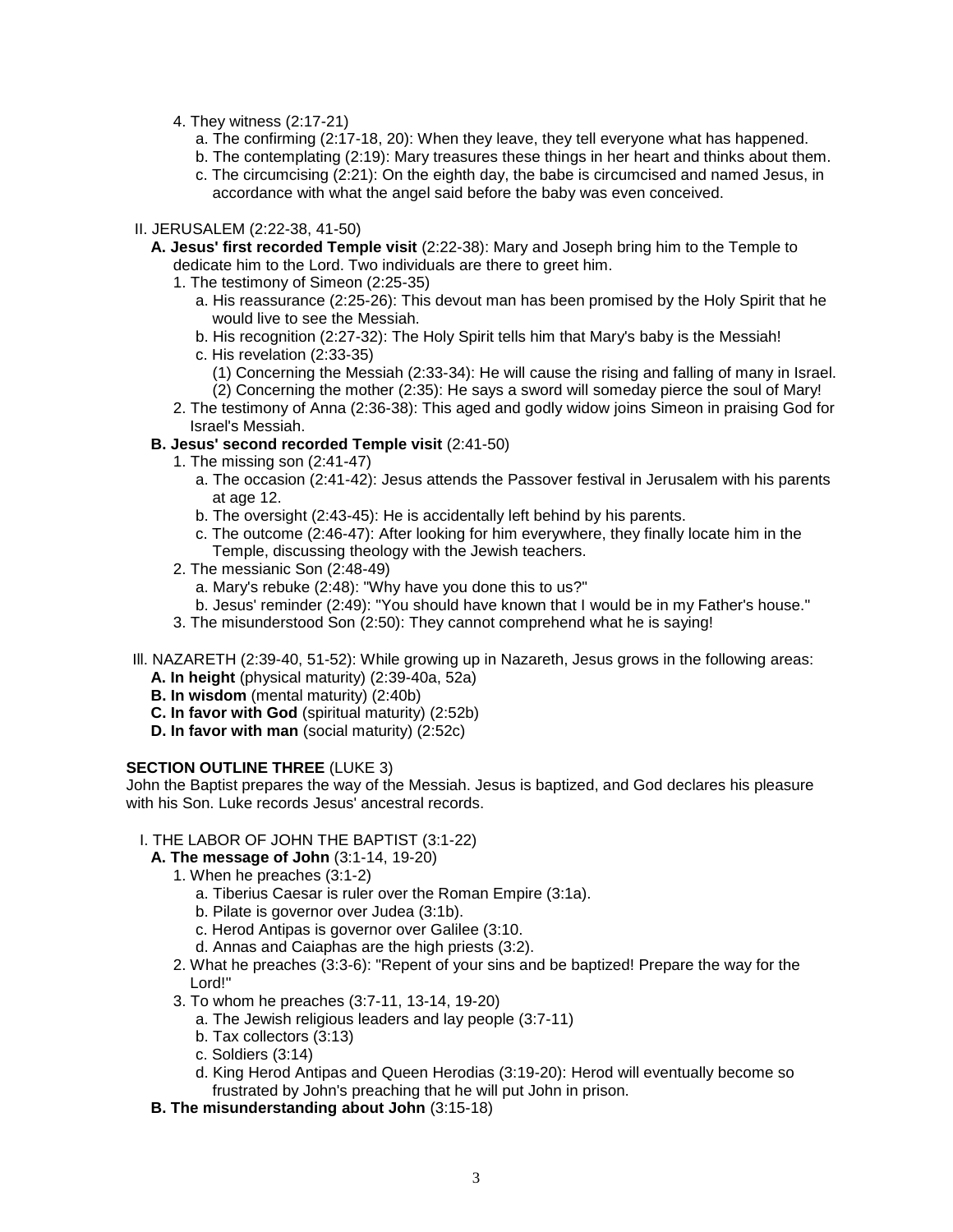4. They witness (2:17-21)
   a. The confirming (2:17-18, 20): When they leave, they tell everyone what has happened.
   b. The contemplating (2:19): Mary treasures these things in her heart and thinks about them.
   c. The circumcising (2:21): On the eighth day, the babe is circumcised and named Jesus, in accordance with what the angel said before the baby was even conceived.

II. JERUSALEM (2:22-38, 41-50)

**A. Jesus' first recorded Temple visit** (2:22-38): Mary and Joseph bring him to the Temple to dedicate him to the Lord. Two individuals are there to greet him.

1. The testimony of Simeon (2:25-35)
   a. His reassurance (2:25-26): This devout man has been promised by the Holy Spirit that he would live to see the Messiah.
   b. His recognition (2:27-32): The Holy Spirit tells him that Mary's baby is the Messiah!
   c. His revelation (2:33-35)
      (1) Concerning the Messiah (2:33-34): He will cause the rising and falling of many in Israel.
      (2) Concerning the mother (2:35): He says a sword will someday pierce the soul of Mary!
2. The testimony of Anna (2:36-38): This aged and godly widow joins Simeon in praising God for Israel's Messiah.

**B. Jesus' second recorded Temple visit** (2:41-50)

1. The missing son (2:41-47)
   a. The occasion (2:41-42): Jesus attends the Passover festival in Jerusalem with his parents at age 12.
   b. The oversight (2:43-45): He is accidentally left behind by his parents.
   c. The outcome (2:46-47): After looking for him everywhere, they finally locate him in the Temple, discussing theology with the Jewish teachers.
2. The messianic Son (2:48-49)
   a. Mary's rebuke (2:48): "Why have you done this to us?"
   b. Jesus' reminder (2:49): "You should have known that I would be in my Father's house."
3. The misunderstood Son (2:50): They cannot comprehend what he is saying!

Ill. NAZARETH (2:39-40, 51-52): While growing up in Nazareth, Jesus grows in the following areas:

**A. In height** (physical maturity) (2:39-40a, 52a)
**B. In wisdom** (mental maturity) (2:40b)
**C. In favor with God** (spiritual maturity) (2:52b)
**D. In favor with man** (social maturity) (2:52c)

**SECTION OUTLINE THREE** (LUKE 3)

John the Baptist prepares the way of the Messiah. Jesus is baptized, and God declares his pleasure with his Son. Luke records Jesus' ancestral records.

I. THE LABOR OF JOHN THE BAPTIST (3:1-22)

**A. The message of John** (3:1-14, 19-20)

1. When he preaches (3:1-2)
   a. Tiberius Caesar is ruler over the Roman Empire (3:1a).
   b. Pilate is governor over Judea (3:1b).
   c. Herod Antipas is governor over Galilee (3:10.
   d. Annas and Caiaphas are the high priests (3:2).
2. What he preaches (3:3-6): "Repent of your sins and be baptized! Prepare the way for the Lord!"
3. To whom he preaches (3:7-11, 13-14, 19-20)
   a. The Jewish religious leaders and lay people (3:7-11)
   b. Tax collectors (3:13)
   c. Soldiers (3:14)
   d. King Herod Antipas and Queen Herodias (3:19-20): Herod will eventually become so frustrated by John's preaching that he will put John in prison.

**B. The misunderstanding about John** (3:15-18)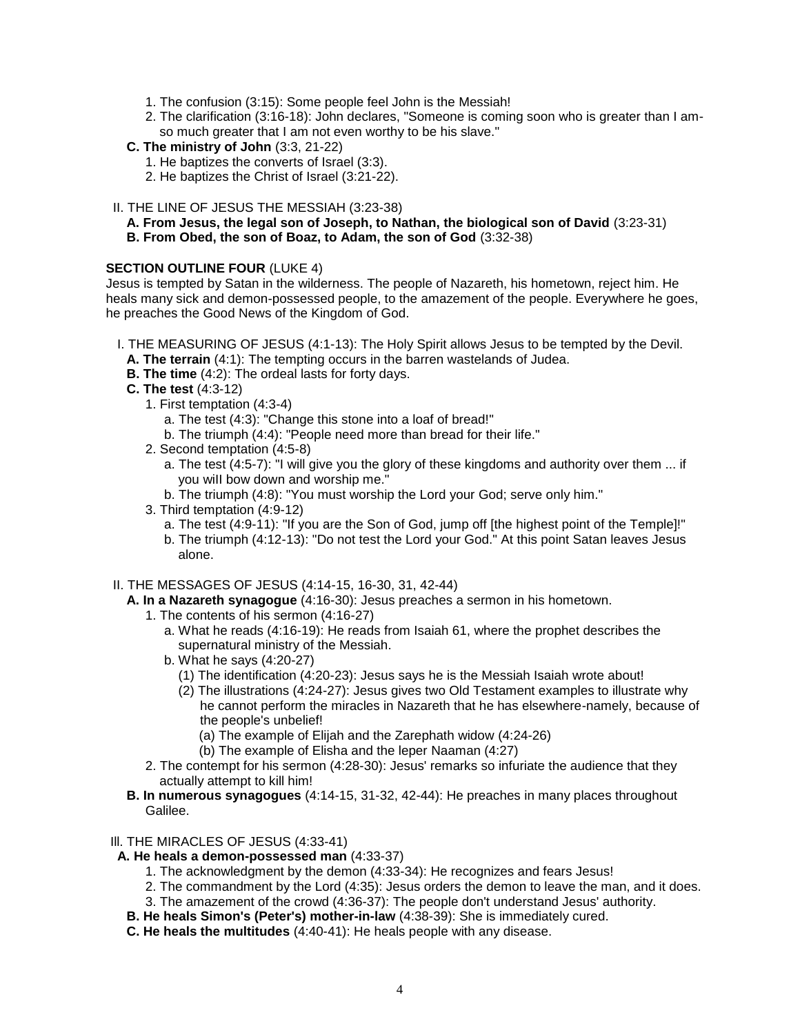1. The confusion (3:15): Some people feel John is the Messiah!
2. The clarification (3:16-18): John declares, "Someone is coming soon who is greater than I am-so much greater that I am not even worthy to be his slave."

**C. The ministry of John** (3:3, 21-22)

1. He baptizes the converts of Israel (3:3).
2. He baptizes the Christ of Israel (3:21-22).

II. THE LINE OF JESUS THE MESSIAH (3:23-38)

**A. From Jesus, the legal son of Joseph, to Nathan, the biological son of David** (3:23-31)

**B. From Obed, the son of Boaz, to Adam, the son of God** (3:32-38)

**SECTION OUTLINE FOUR** (LUKE 4)

Jesus is tempted by Satan in the wilderness. The people of Nazareth, his hometown, reject him. He heals many sick and demon-possessed people, to the amazement of the people. Everywhere he goes, he preaches the Good News of the Kingdom of God.

I. THE MEASURING OF JESUS (4:1-13): The Holy Spirit allows Jesus to be tempted by the Devil.

**A. The terrain** (4:1): The tempting occurs in the barren wastelands of Judea.

**B. The time** (4:2): The ordeal lasts for forty days.

**C. The test** (4:3-12)

1. First temptation (4:3-4)
   a. The test (4:3): "Change this stone into a loaf of bread!"
   b. The triumph (4:4): "People need more than bread for their life."
2. Second temptation (4:5-8)
   a. The test (4:5-7): "I will give you the glory of these kingdoms and authority over them ... if you wilI bow down and worship me."
   b. The triumph (4:8): "You must worship the Lord your God; serve only him."
3. Third temptation (4:9-12)
   a. The test (4:9-11): "If you are the Son of God, jump off [the highest point of the Temple]!"
   b. The triumph (4:12-13): "Do not test the Lord your God." At this point Satan leaves Jesus alone.

II. THE MESSAGES OF JESUS (4:14-15, 16-30, 31, 42-44)

**A. In a Nazareth synagogue** (4:16-30): Jesus preaches a sermon in his hometown.

1. The contents of his sermon (4:16-27)
   a. What he reads (4:16-19): He reads from Isaiah 61, where the prophet describes the supernatural ministry of the Messiah.
   b. What he says (4:20-27)
      (1) The identification (4:20-23): Jesus says he is the Messiah Isaiah wrote about!
      (2) The illustrations (4:24-27): Jesus gives two Old Testament examples to illustrate why he cannot perform the miracles in Nazareth that he has elsewhere-namely, because of the people's unbelief!
         (a) The example of Elijah and the Zarephath widow (4:24-26)
         (b) The example of Elisha and the leper Naaman (4:27)
2. The contempt for his sermon (4:28-30): Jesus' remarks so infuriate the audience that they actually attempt to kill him!

**B. In numerous synagogues** (4:14-15, 31-32, 42-44): He preaches in many places throughout Galilee.

III. THE MIRACLES OF JESUS (4:33-41)

**A. He heals a demon-possessed man** (4:33-37)

1. The acknowledgment by the demon (4:33-34): He recognizes and fears Jesus!
2. The commandment by the Lord (4:35): Jesus orders the demon to leave the man, and it does.
3. The amazement of the crowd (4:36-37): The people don't understand Jesus' authority.

**B. He heals Simon's (Peter's) mother-in-law** (4:38-39): She is immediately cured.

**C. He heals the multitudes** (4:40-41): He heals people with any disease.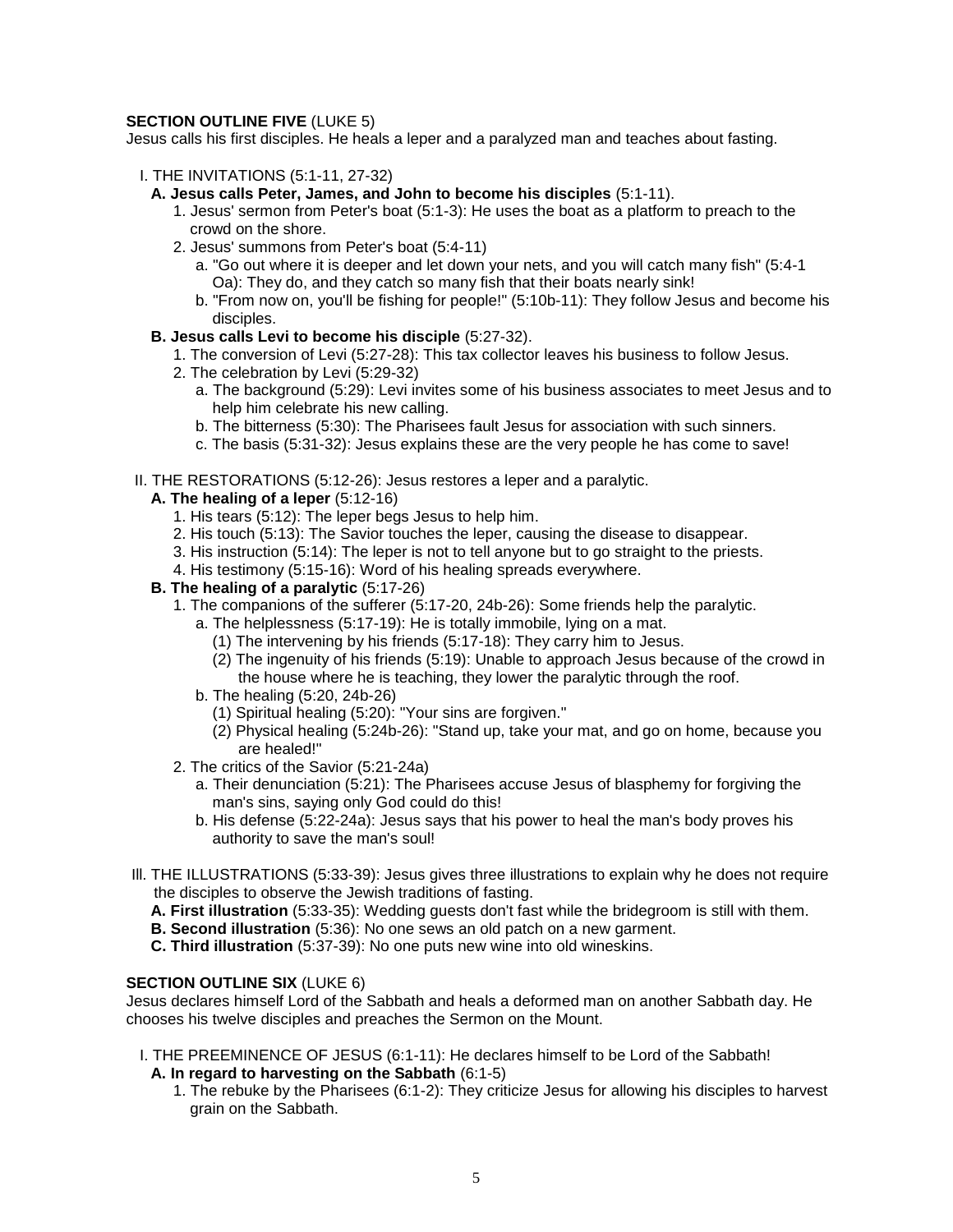**SECTION OUTLINE FIVE** (LUKE 5)
Jesus calls his first disciples. He heals a leper and a paralyzed man and teaches about fasting.

I. THE INVITATIONS (5:1-11, 27-32)
   - **A. Jesus calls Peter, James, and John to become his disciples** (5:1-11).
     1. Jesus' sermon from Peter's boat (5:1-3): He uses the boat as a platform to preach to the crowd on the shore.
     2. Jesus' summons from Peter's boat (5:4-11)
        - a. "Go out where it is deeper and let down your nets, and you will catch many fish" (5:4-1 Oa): They do, and they catch so many fish that their boats nearly sink!
        - b. "From now on, you'll be fishing for people!" (5:10b-11): They follow Jesus and become his disciples.
   - **B. Jesus calls Levi to become his disciple** (5:27-32).
     1. The conversion of Levi (5:27-28): This tax collector leaves his business to follow Jesus.
     2. The celebration by Levi (5:29-32)
        - a. The background (5:29): Levi invites some of his business associates to meet Jesus and to help him celebrate his new calling.
        - b. The bitterness (5:30): The Pharisees fault Jesus for association with such sinners.
        - c. The basis (5:31-32): Jesus explains these are the very people he has come to save!

II. THE RESTORATIONS (5:12-26): Jesus restores a leper and a paralytic.
   - **A. The healing of a leper** (5:12-16)
     1. His tears (5:12): The leper begs Jesus to help him.
     2. His touch (5:13): The Savior touches the leper, causing the disease to disappear.
     3. His instruction (5:14): The leper is not to tell anyone but to go straight to the priests.
     4. His testimony (5:15-16): Word of his healing spreads everywhere.
   - **B. The healing of a paralytic** (5:17-26)
     1. The companions of the sufferer (5:17-20, 24b-26): Some friends help the paralytic.
        - a. The helplessness (5:17-19): He is totally immobile, lying on a mat.
          - (1) The intervening by his friends (5:17-18): They carry him to Jesus.
          - (2) The ingenuity of his friends (5:19): Unable to approach Jesus because of the crowd in the house where he is teaching, they lower the paralytic through the roof.
        - b. The healing (5:20, 24b-26)
          - (1) Spiritual healing (5:20): "Your sins are forgiven."
          - (2) Physical healing (5:24b-26): "Stand up, take your mat, and go on home, because you are healed!"
     2. The critics of the Savior (5:21-24a)
        - a. Their denunciation (5:21): The Pharisees accuse Jesus of blasphemy for forgiving the man's sins, saying only God could do this!
        - b. His defense (5:22-24a): Jesus says that his power to heal the man's body proves his authority to save the man's soul!

III. THE ILLUSTRATIONS (5:33-39): Jesus gives three illustrations to explain why he does not require the disciples to observe the Jewish traditions of fasting.
   - **A. First illustration** (5:33-35): Wedding guests don't fast while the bridegroom is still with them.
   - **B. Second illustration** (5:36): No one sews an old patch on a new garment.
   - **C. Third illustration** (5:37-39): No one puts new wine into old wineskins.

**SECTION OUTLINE SIX** (LUKE 6)
Jesus declares himself Lord of the Sabbath and heals a deformed man on another Sabbath day. He chooses his twelve disciples and preaches the Sermon on the Mount.

I. THE PREEMINENCE OF JESUS (6:1-11): He declares himself to be Lord of the Sabbath!
   - **A. In regard to harvesting on the Sabbath** (6:1-5)
     1. The rebuke by the Pharisees (6:1-2): They criticize Jesus for allowing his disciples to harvest grain on the Sabbath.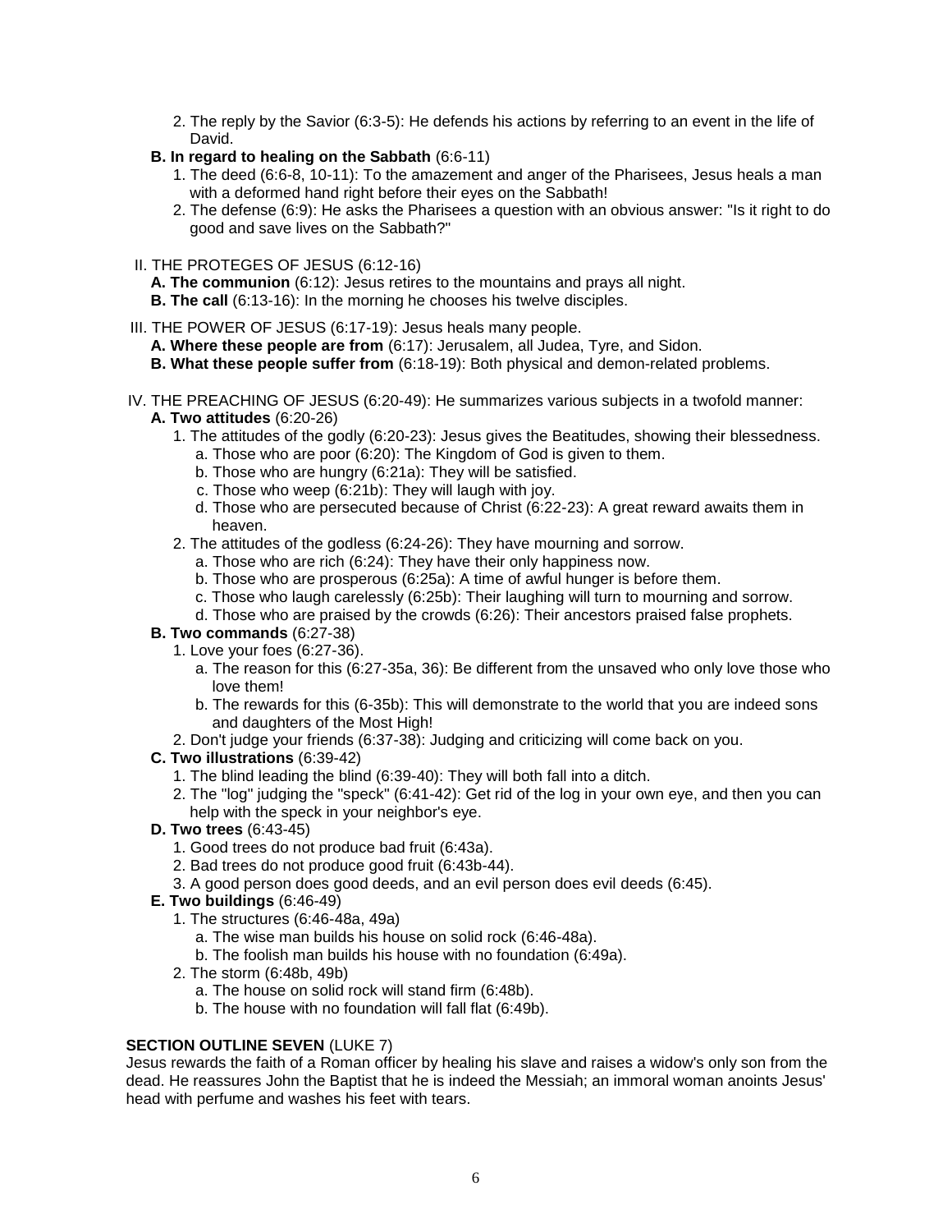2. The reply by the Savior (6:3-5): He defends his actions by referring to an event in the life of David.

**B. In regard to healing on the Sabbath** (6:6-11)

1. The deed (6:6-8, 10-11): To the amazement and anger of the Pharisees, Jesus heals a man with a deformed hand right before their eyes on the Sabbath!
2. The defense (6:9): He asks the Pharisees a question with an obvious answer: "Is it right to do good and save lives on the Sabbath?"

II. THE PROTEGES OF JESUS (6:12-16)

**A. The communion** (6:12): Jesus retires to the mountains and prays all night.

**B. The call** (6:13-16): In the morning he chooses his twelve disciples.

III. THE POWER OF JESUS (6:17-19): Jesus heals many people.

**A. Where these people are from** (6:17): Jerusalem, all Judea, Tyre, and Sidon.

**B. What these people suffer from** (6:18-19): Both physical and demon-related problems.

IV. THE PREACHING OF JESUS (6:20-49): He summarizes various subjects in a twofold manner:

**A. Two attitudes** (6:20-26)

1. The attitudes of the godly (6:20-23): Jesus gives the Beatitudes, showing their blessedness.
   a. Those who are poor (6:20): The Kingdom of God is given to them.
   b. Those who are hungry (6:21a): They will be satisfied.
   c. Those who weep (6:21b): They will laugh with joy.
   d. Those who are persecuted because of Christ (6:22-23): A great reward awaits them in heaven.
2. The attitudes of the godless (6:24-26): They have mourning and sorrow.
   a. Those who are rich (6:24): They have their only happiness now.
   b. Those who are prosperous (6:25a): A time of awful hunger is before them.
   c. Those who laugh carelessly (6:25b): Their laughing will turn to mourning and sorrow.
   d. Those who are praised by the crowds (6:26): Their ancestors praised false prophets.

**B. Two commands** (6:27-38)

1. Love your foes (6:27-36).
   a. The reason for this (6:27-35a, 36): Be different from the unsaved who only love those who love them!
   b. The rewards for this (6-35b): This will demonstrate to the world that you are indeed sons and daughters of the Most High!
2. Don't judge your friends (6:37-38): Judging and criticizing will come back on you.

**C. Two illustrations** (6:39-42)

1. The blind leading the blind (6:39-40): They will both fall into a ditch.
2. The "log" judging the "speck" (6:41-42): Get rid of the log in your own eye, and then you can help with the speck in your neighbor's eye.

**D. Two trees** (6:43-45)

1. Good trees do not produce bad fruit (6:43a).
2. Bad trees do not produce good fruit (6:43b-44).
3. A good person does good deeds, and an evil person does evil deeds (6:45).

**E. Two buildings** (6:46-49)

1. The structures (6:46-48a, 49a)
   a. The wise man builds his house on solid rock (6:46-48a).
   b. The foolish man builds his house with no foundation (6:49a).
2. The storm (6:48b, 49b)
   a. The house on solid rock will stand firm (6:48b).
   b. The house with no foundation will fall flat (6:49b).

**SECTION OUTLINE SEVEN** (LUKE 7)

Jesus rewards the faith of a Roman officer by healing his slave and raises a widow's only son from the dead. He reassures John the Baptist that he is indeed the Messiah; an immoral woman anoints Jesus' head with perfume and washes his feet with tears.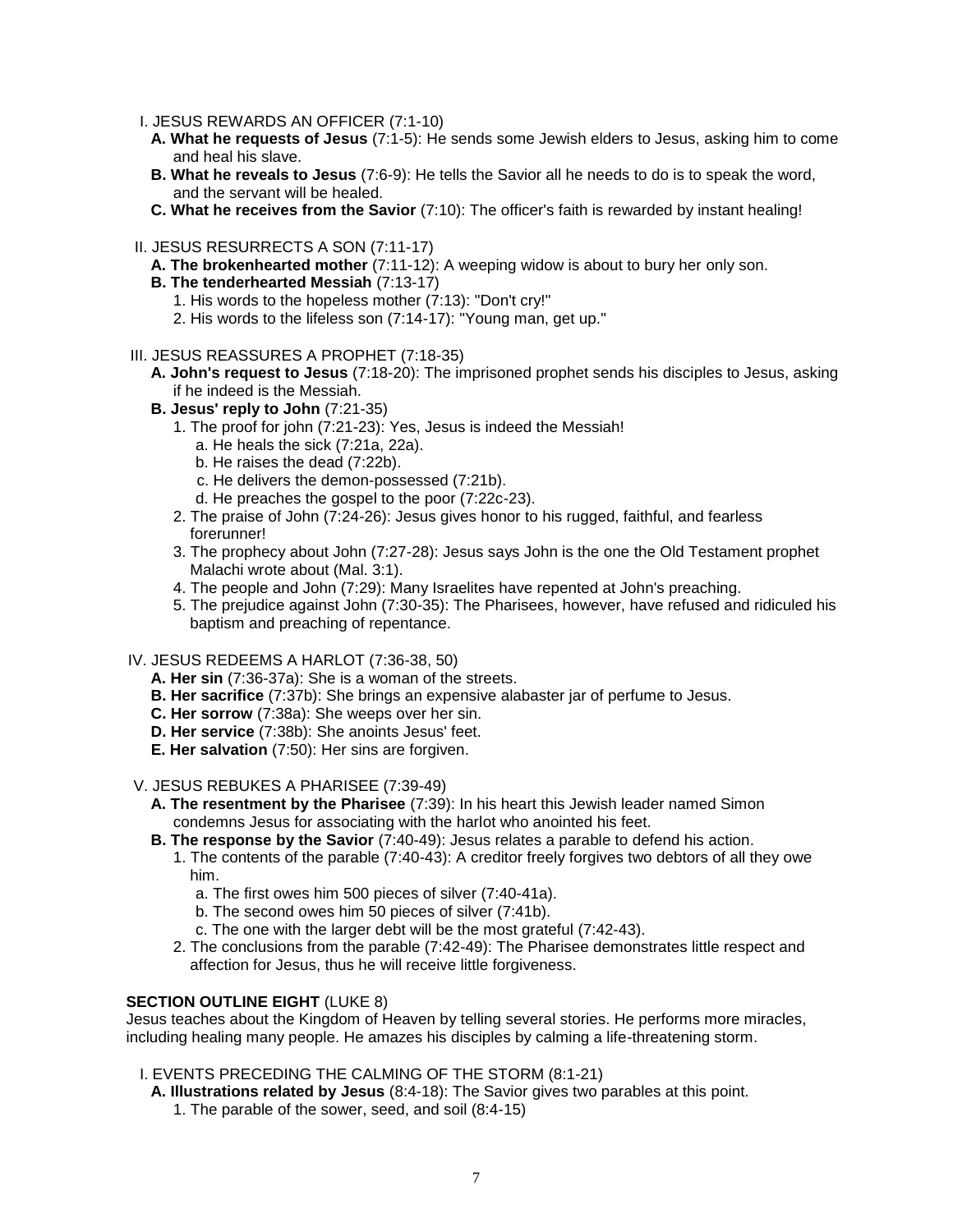I. JESUS REWARDS AN OFFICER (7:1-10)

- **A. What he requests of Jesus** (7:1-5): He sends some Jewish elders to Jesus, asking him to come and heal his slave.
- **B. What he reveals to Jesus** (7:6-9): He tells the Savior all he needs to do is to speak the word, and the servant will be healed.
- **C. What he receives from the Savior** (7:10): The officer's faith is rewarded by instant healing!

II. JESUS RESURRECTS A SON (7:11-17)

- **A. The brokenhearted mother** (7:11-12): A weeping widow is about to bury her only son.
- **B. The tenderhearted Messiah** (7:13-17)
  1. His words to the hopeless mother (7:13): "Don't cry!"
  2. His words to the lifeless son (7:14-17): "Young man, get up."

III. JESUS REASSURES A PROPHET (7:18-35)

- **A. John's request to Jesus** (7:18-20): The imprisoned prophet sends his disciples to Jesus, asking if he indeed is the Messiah.
- **B. Jesus' reply to John** (7:21-35)
  1. The proof for john (7:21-23): Yes, Jesus is indeed the Messiah!
     - a. He heals the sick (7:21a, 22a).
     - b. He raises the dead (7:22b).
     - c. He delivers the demon-possessed (7:21b).
     - d. He preaches the gospel to the poor (7:22c-23).
  2. The praise of John (7:24-26): Jesus gives honor to his rugged, faithful, and fearless forerunner!
  3. The prophecy about John (7:27-28): Jesus says John is the one the Old Testament prophet Malachi wrote about (Mal. 3:1).
  4. The people and John (7:29): Many Israelites have repented at John's preaching.
  5. The prejudice against John (7:30-35): The Pharisees, however, have refused and ridiculed his baptism and preaching of repentance.

IV. JESUS REDEEMS A HARLOT (7:36-38, 50)

- **A. Her sin** (7:36-37a): She is a woman of the streets.
- **B. Her sacrifice** (7:37b): She brings an expensive alabaster jar of perfume to Jesus.
- **C. Her sorrow** (7:38a): She weeps over her sin.
- **D. Her service** (7:38b): She anoints Jesus' feet.
- **E. Her salvation** (7:50): Her sins are forgiven.

V. JESUS REBUKES A PHARISEE (7:39-49)

- **A. The resentment by the Pharisee** (7:39): In his heart this Jewish leader named Simon condemns Jesus for associating with the harlot who anointed his feet.
- **B. The response by the Savior** (7:40-49): Jesus relates a parable to defend his action.
  1. The contents of the parable (7:40-43): A creditor freely forgives two debtors of all they owe him.
     - a. The first owes him 500 pieces of silver (7:40-41a).
     - b. The second owes him 50 pieces of silver (7:41b).
     - c. The one with the larger debt will be the most grateful (7:42-43).
  2. The conclusions from the parable (7:42-49): The Pharisee demonstrates little respect and affection for Jesus, thus he will receive little forgiveness.

**SECTION OUTLINE EIGHT** (LUKE 8)

Jesus teaches about the Kingdom of Heaven by telling several stories. He performs more miracles, including healing many people. He amazes his disciples by calming a life-threatening storm.

I. EVENTS PRECEDING THE CALMING OF THE STORM (8:1-21)

- **A. Illustrations related by Jesus** (8:4-18): The Savior gives two parables at this point.
  1. The parable of the sower, seed, and soil (8:4-15)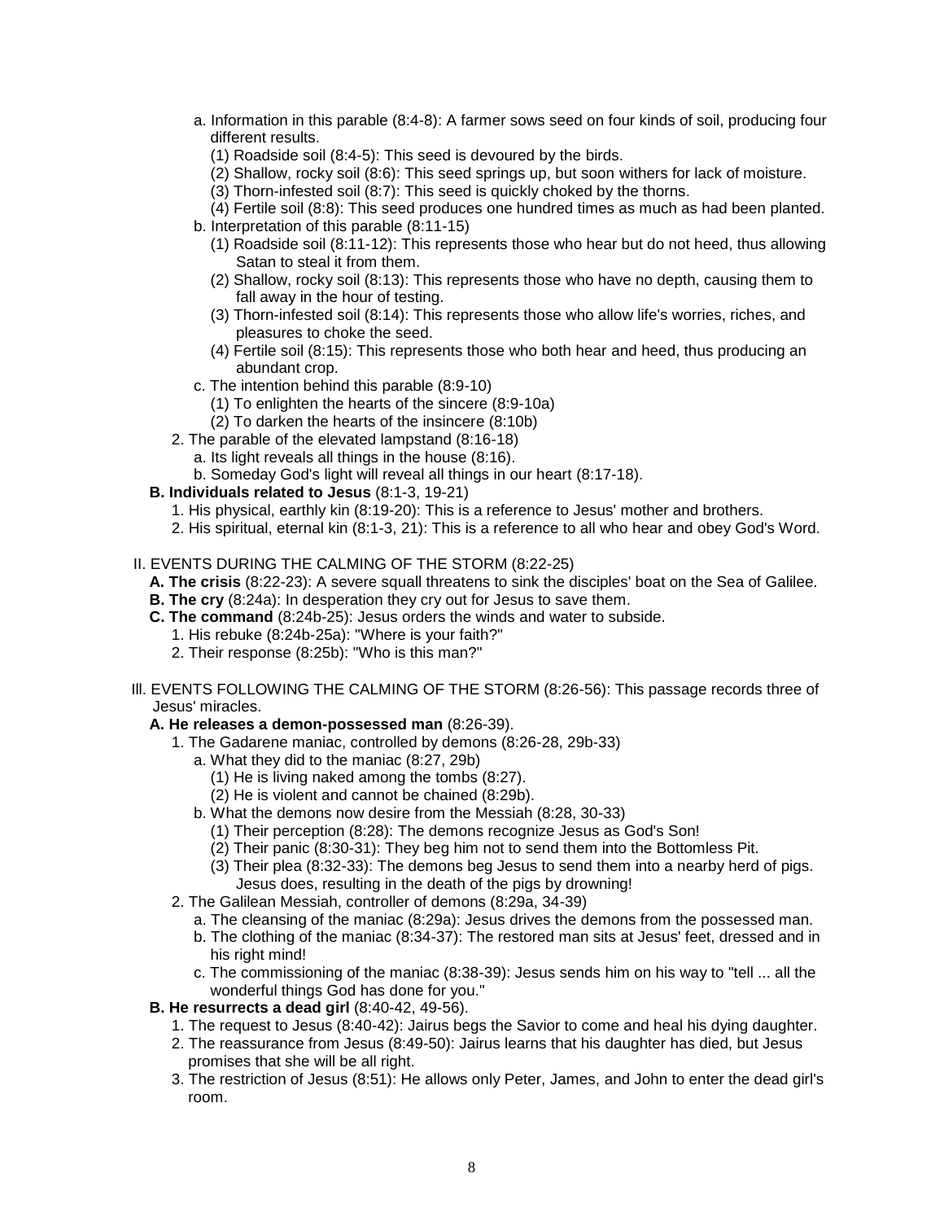- a. Information in this parable (8:4-8): A farmer sows seed on four kinds of soil, producing four different results.
    - (1) Roadside soil (8:4-5): This seed is devoured by the birds.
    - (2) Shallow, rocky soil (8:6): This seed springs up, but soon withers for lack of moisture.
    - (3) Thorn-infested soil (8:7): This seed is quickly choked by the thorns.
    - (4) Fertile soil (8:8): This seed produces one hundred times as much as had been planted.
  - b. Interpretation of this parable (8:11-15)
    - (1) Roadside soil (8:11-12): This represents those who hear but do not heed, thus allowing Satan to steal it from them.
    - (2) Shallow, rocky soil (8:13): This represents those who have no depth, causing them to fall away in the hour of testing.
    - (3) Thorn-infested soil (8:14): This represents those who allow life's worries, riches, and pleasures to choke the seed.
    - (4) Fertile soil (8:15): This represents those who both hear and heed, thus producing an abundant crop.
  - c. The intention behind this parable (8:9-10)
    - (1) To enlighten the hearts of the sincere (8:9-10a)
    - (2) To darken the hearts of the insincere (8:10b)
- 2. The parable of the elevated lampstand (8:16-18)
  - a. Its light reveals all things in the house (8:16).
  - b. Someday God's light will reveal all things in our heart (8:17-18).

**B. Individuals related to Jesus** (8:1-3, 19-21)

- 1. His physical, earthly kin (8:19-20): This is a reference to Jesus' mother and brothers.
- 2. His spiritual, eternal kin (8:1-3, 21): This is a reference to all who hear and obey God's Word.

II. EVENTS DURING THE CALMING OF THE STORM (8:22-25)

**A. The crisis** (8:22-23): A severe squall threatens to sink the disciples' boat on the Sea of Galilee.

**B. The cry** (8:24a): In desperation they cry out for Jesus to save them.

**C. The command** (8:24b-25): Jesus orders the winds and water to subside.

- 1. His rebuke (8:24b-25a): "Where is your faith?"
- 2. Their response (8:25b): "Who is this man?"

III. EVENTS FOLLOWING THE CALMING OF THE STORM (8:26-56): This passage records three of Jesus' miracles.

**A. He releases a demon-possessed man** (8:26-39).

- 1. The Gadarene maniac, controlled by demons (8:26-28, 29b-33)
  - a. What they did to the maniac (8:27, 29b)
    - (1) He is living naked among the tombs (8:27).
    - (2) He is violent and cannot be chained (8:29b).
  - b. What the demons now desire from the Messiah (8:28, 30-33)
    - (1) Their perception (8:28): The demons recognize Jesus as God's Son!
    - (2) Their panic (8:30-31): They beg him not to send them into the Bottomless Pit.
    - (3) Their plea (8:32-33): The demons beg Jesus to send them into a nearby herd of pigs. Jesus does, resulting in the death of the pigs by drowning!
- 2. The Galilean Messiah, controller of demons (8:29a, 34-39)
  - a. The cleansing of the maniac (8:29a): Jesus drives the demons from the possessed man.
  - b. The clothing of the maniac (8:34-37): The restored man sits at Jesus' feet, dressed and in his right mind!
  - c. The commissioning of the maniac (8:38-39): Jesus sends him on his way to "tell ... all the wonderful things God has done for you."

**B. He resurrects a dead girl** (8:40-42, 49-56).

- 1. The request to Jesus (8:40-42): Jairus begs the Savior to come and heal his dying daughter.
- 2. The reassurance from Jesus (8:49-50): Jairus learns that his daughter has died, but Jesus promises that she will be all right.
- 3. The restriction of Jesus (8:51): He allows only Peter, James, and John to enter the dead girl's room.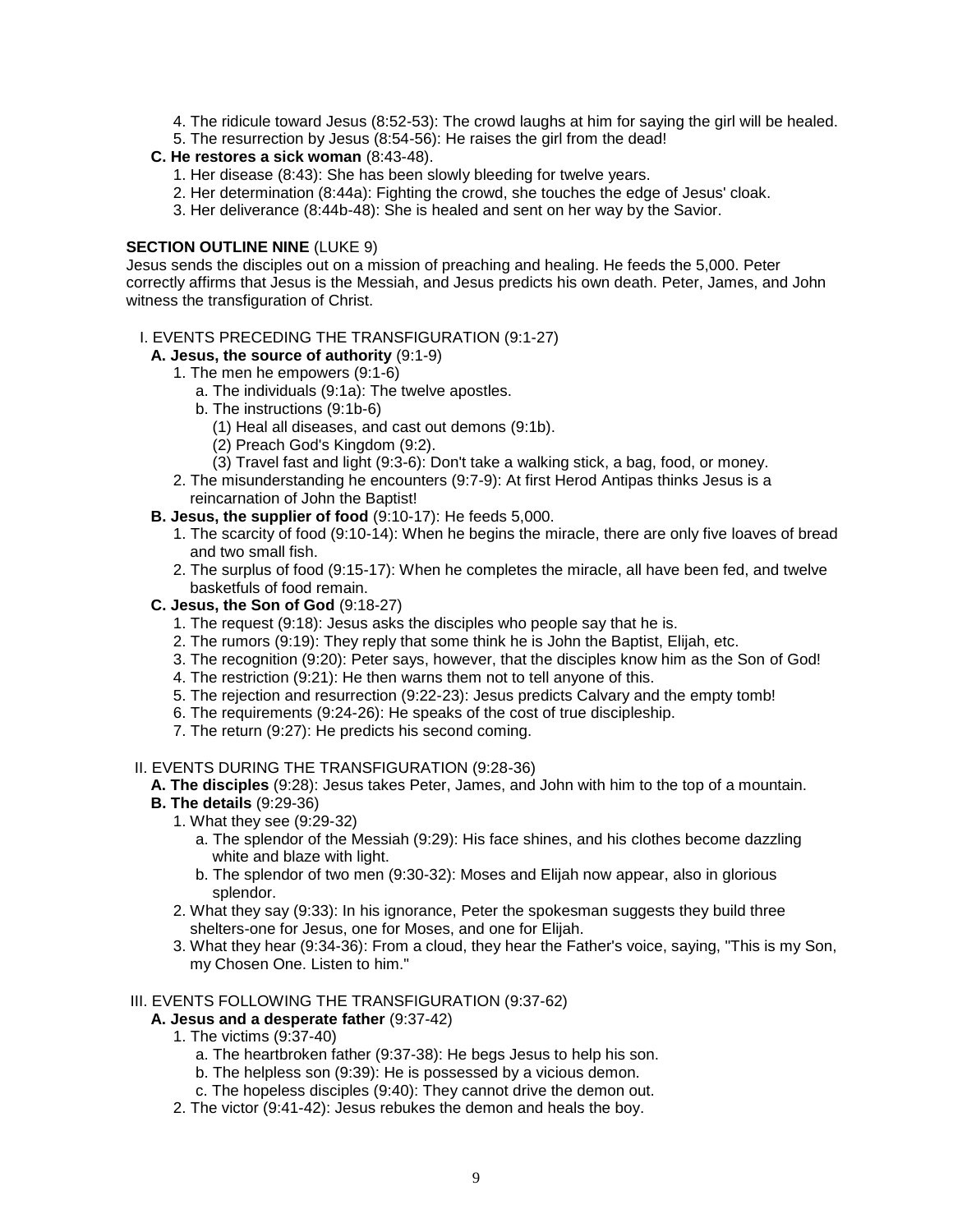4. The ridicule toward Jesus (8:52-53): The crowd laughs at him for saying the girl will be healed.
5. The resurrection by Jesus (8:54-56): He raises the girl from the dead!

**C. He restores a sick woman** (8:43-48).

1. Her disease (8:43): She has been slowly bleeding for twelve years.
2. Her determination (8:44a): Fighting the crowd, she touches the edge of Jesus' cloak.
3. Her deliverance (8:44b-48): She is healed and sent on her way by the Savior.

**SECTION OUTLINE NINE** (LUKE 9)

Jesus sends the disciples out on a mission of preaching and healing. He feeds the 5,000. Peter correctly affirms that Jesus is the Messiah, and Jesus predicts his own death. Peter, James, and John witness the transfiguration of Christ.

I. EVENTS PRECEDING THE TRANSFIGURATION (9:1-27)

**A. Jesus, the source of authority** (9:1-9)

1. The men he empowers (9:1-6)
   a. The individuals (9:1a): The twelve apostles.
   b. The instructions (9:1b-6)
      (1) Heal all diseases, and cast out demons (9:1b).
      (2) Preach God's Kingdom (9:2).
      (3) Travel fast and light (9:3-6): Don't take a walking stick, a bag, food, or money.
2. The misunderstanding he encounters (9:7-9): At first Herod Antipas thinks Jesus is a reincarnation of John the Baptist!

**B. Jesus, the supplier of food** (9:10-17): He feeds 5,000.

1. The scarcity of food (9:10-14): When he begins the miracle, there are only five loaves of bread and two small fish.
2. The surplus of food (9:15-17): When he completes the miracle, all have been fed, and twelve basketfuls of food remain.

**C. Jesus, the Son of God** (9:18-27)

1. The request (9:18): Jesus asks the disciples who people say that he is.
2. The rumors (9:19): They reply that some think he is John the Baptist, Elijah, etc.
3. The recognition (9:20): Peter says, however, that the disciples know him as the Son of God!
4. The restriction (9:21): He then warns them not to tell anyone of this.
5. The rejection and resurrection (9:22-23): Jesus predicts Calvary and the empty tomb!
6. The requirements (9:24-26): He speaks of the cost of true discipleship.
7. The return (9:27): He predicts his second coming.

II. EVENTS DURING THE TRANSFIGURATION (9:28-36)

**A. The disciples** (9:28): Jesus takes Peter, James, and John with him to the top of a mountain.

**B. The details** (9:29-36)

1. What they see (9:29-32)
   a. The splendor of the Messiah (9:29): His face shines, and his clothes become dazzling white and blaze with light.
   b. The splendor of two men (9:30-32): Moses and Elijah now appear, also in glorious splendor.
2. What they say (9:33): In his ignorance, Peter the spokesman suggests they build three shelters-one for Jesus, one for Moses, and one for Elijah.
3. What they hear (9:34-36): From a cloud, they hear the Father's voice, saying, "This is my Son, my Chosen One. Listen to him."

III. EVENTS FOLLOWING THE TRANSFIGURATION (9:37-62)

**A. Jesus and a desperate father** (9:37-42)

1. The victims (9:37-40)
   a. The heartbroken father (9:37-38): He begs Jesus to help his son.
   b. The helpless son (9:39): He is possessed by a vicious demon.
   c. The hopeless disciples (9:40): They cannot drive the demon out.
2. The victor (9:41-42): Jesus rebukes the demon and heals the boy.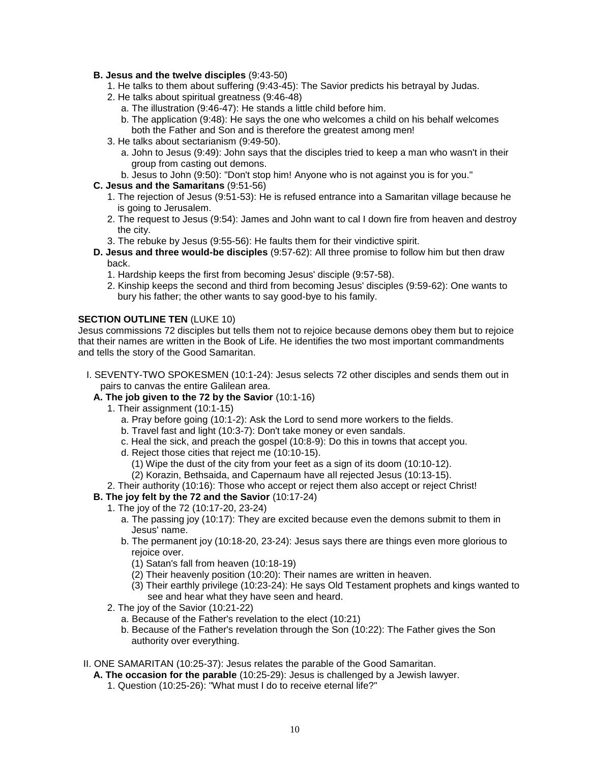**B. Jesus and the twelve disciples** (9:43-50)

1. He talks to them about suffering (9:43-45): The Savior predicts his betrayal by Judas.
2. He talks about spiritual greatness (9:46-48)
   - a. The illustration (9:46-47): He stands a little child before him.
   - b. The application (9:48): He says the one who welcomes a child on his behalf welcomes both the Father and Son and is therefore the greatest among men!
3. He talks about sectarianism (9:49-50).
   - a. John to Jesus (9:49): John says that the disciples tried to keep a man who wasn't in their group from casting out demons.
   - b. Jesus to John (9:50): "Don't stop him! Anyone who is not against you is for you."

**C. Jesus and the Samaritans** (9:51-56)

1. The rejection of Jesus (9:51-53): He is refused entrance into a Samaritan village because he is going to Jerusalem.
2. The request to Jesus (9:54): James and John want to cal l down fire from heaven and destroy the city.
3. The rebuke by Jesus (9:55-56): He faults them for their vindictive spirit.

**D. Jesus and three would-be disciples** (9:57-62): All three promise to follow him but then draw back.

1. Hardship keeps the first from becoming Jesus' disciple (9:57-58).
2. Kinship keeps the second and third from becoming Jesus' disciples (9:59-62): One wants to bury his father; the other wants to say good-bye to his family.

**SECTION OUTLINE TEN** (LUKE 10)

Jesus commissions 72 disciples but tells them not to rejoice because demons obey them but to rejoice that their names are written in the Book of Life. He identifies the two most important commandments and tells the story of the Good Samaritan.

I. SEVENTY-TWO SPOKESMEN (10:1-24): Jesus selects 72 other disciples and sends them out in pairs to canvas the entire Galilean area.

**A. The job given to the 72 by the Savior** (10:1-16)

1. Their assignment (10:1-15)
   - a. Pray before going (10:1-2): Ask the Lord to send more workers to the fields.
   - b. Travel fast and light (10:3-7): Don't take money or even sandals.
   - c. Heal the sick, and preach the gospel (10:8-9): Do this in towns that accept you.
   - d. Reject those cities that reject me (10:10-15).
     - (1) Wipe the dust of the city from your feet as a sign of its doom (10:10-12).
     - (2) Korazin, Bethsaida, and Capernaum have all rejected Jesus (10:13-15).
2. Their authority (10:16): Those who accept or reject them also accept or reject Christ!

**B. The joy felt by the 72 and the Savior** (10:17-24)

1. The joy of the 72 (10:17-20, 23-24)
   - a. The passing joy (10:17): They are excited because even the demons submit to them in Jesus' name.
   - b. The permanent joy (10:18-20, 23-24): Jesus says there are things even more glorious to rejoice over.
     - (1) Satan's fall from heaven (10:18-19)
     - (2) Their heavenly position (10:20): Their names are written in heaven.
     - (3) Their earthly privilege (10:23-24): He says Old Testament prophets and kings wanted to see and hear what they have seen and heard.
2. The joy of the Savior (10:21-22)
   - a. Because of the Father's revelation to the elect (10:21)
   - b. Because of the Father's revelation through the Son (10:22): The Father gives the Son authority over everything.

II. ONE SAMARITAN (10:25-37): Jesus relates the parable of the Good Samaritan.

**A. The occasion for the parable** (10:25-29): Jesus is challenged by a Jewish lawyer.

1. Question (10:25-26): "What must I do to receive eternal life?"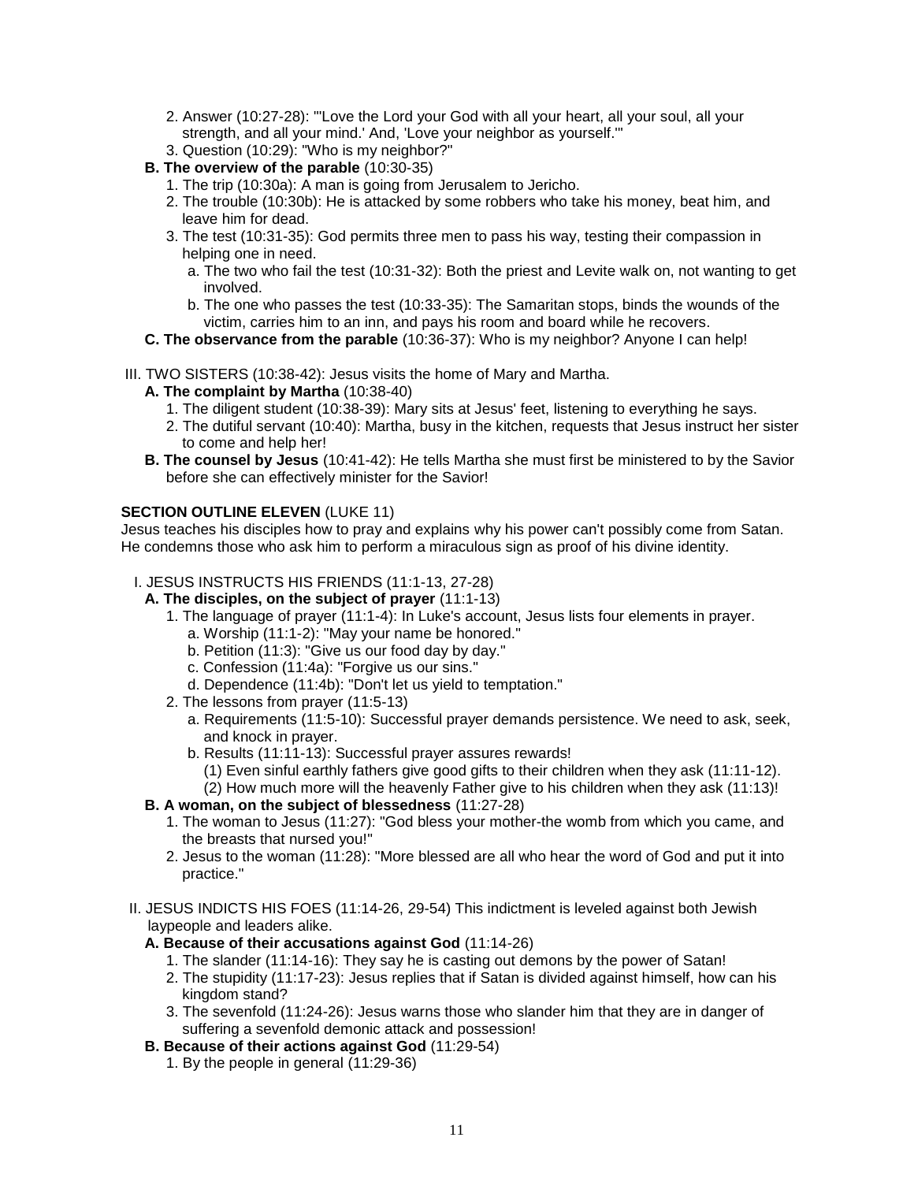2. Answer (10:27-28): "'Love the Lord your God with all your heart, all your soul, all your strength, and all your mind.' And, 'Love your neighbor as yourself.'"
   3. Question (10:29): "Who is my neighbor?"

- **B. The overview of the parable** (10:30-35)
   1. The trip (10:30a): A man is going from Jerusalem to Jericho.
   2. The trouble (10:30b): He is attacked by some robbers who take his money, beat him, and leave him for dead.
   3. The test (10:31-35): God permits three men to pass his way, testing their compassion in helping one in need.
      - a. The two who fail the test (10:31-32): Both the priest and Levite walk on, not wanting to get involved.
      - b. The one who passes the test (10:33-35): The Samaritan stops, binds the wounds of the victim, carries him to an inn, and pays his room and board while he recovers.
- **C. The observance from the parable** (10:36-37): Who is my neighbor? Anyone I can help!

III. TWO SISTERS (10:38-42): Jesus visits the home of Mary and Martha.

- **A. The complaint by Martha** (10:38-40)
   1. The diligent student (10:38-39): Mary sits at Jesus' feet, listening to everything he says.
   2. The dutiful servant (10:40): Martha, busy in the kitchen, requests that Jesus instruct her sister to come and help her!
- **B. The counsel by Jesus** (10:41-42): He tells Martha she must first be ministered to by the Savior before she can effectively minister for the Savior!

**SECTION OUTLINE ELEVEN** (LUKE 11)

Jesus teaches his disciples how to pray and explains why his power can't possibly come from Satan. He condemns those who ask him to perform a miraculous sign as proof of his divine identity.

I. JESUS INSTRUCTS HIS FRIENDS (11:1-13, 27-28)

- **A. The disciples, on the subject of prayer** (11:1-13)
   1. The language of prayer (11:1-4): In Luke's account, Jesus lists four elements in prayer.
      - a. Worship (11:1-2): "May your name be honored."
      - b. Petition (11:3): "Give us our food day by day."
      - c. Confession (11:4a): "Forgive us our sins."
      - d. Dependence (11:4b): "Don't let us yield to temptation."
   2. The lessons from prayer (11:5-13)
      - a. Requirements (11:5-10): Successful prayer demands persistence. We need to ask, seek, and knock in prayer.
      - b. Results (11:11-13): Successful prayer assures rewards!
         - (1) Even sinful earthly fathers give good gifts to their children when they ask (11:11-12).
         - (2) How much more will the heavenly Father give to his children when they ask (11:13)!
- **B. A woman, on the subject of blessedness** (11:27-28)
   1. The woman to Jesus (11:27): "God bless your mother-the womb from which you came, and the breasts that nursed you!"
   2. Jesus to the woman (11:28): "More blessed are all who hear the word of God and put it into practice."

II. JESUS INDICTS HIS FOES (11:14-26, 29-54) This indictment is leveled against both Jewish laypeople and leaders alike.

- **A. Because of their accusations against God** (11:14-26)
   1. The slander (11:14-16): They say he is casting out demons by the power of Satan!
   2. The stupidity (11:17-23): Jesus replies that if Satan is divided against himself, how can his kingdom stand?
   3. The sevenfold (11:24-26): Jesus warns those who slander him that they are in danger of suffering a sevenfold demonic attack and possession!
- **B. Because of their actions against God** (11:29-54)
   1. By the people in general (11:29-36)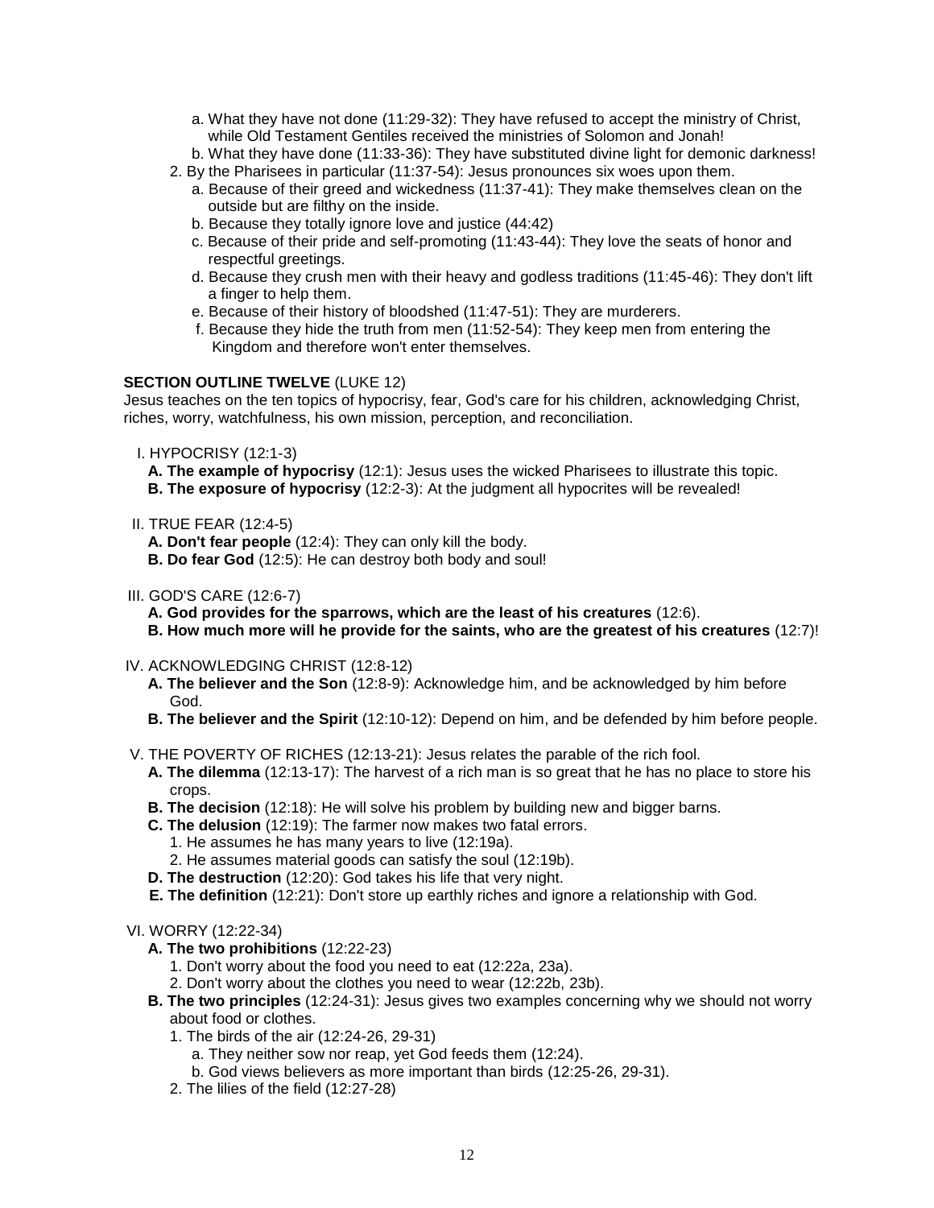a. What they have not done (11:29-32): They have refused to accept the ministry of Christ, while Old Testament Gentiles received the ministries of Solomon and Jonah!
b. What they have done (11:33-36): They have substituted divine light for demonic darkness!

2. By the Pharisees in particular (11:37-54): Jesus pronounces six woes upon them.
   a. Because of their greed and wickedness (11:37-41): They make themselves clean on the outside but are filthy on the inside.
   b. Because they totally ignore love and justice (44:42)
   c. Because of their pride and self-promoting (11:43-44): They love the seats of honor and respectful greetings.
   d. Because they crush men with their heavy and godless traditions (11:45-46): They don't lift a finger to help them.
   e. Because of their history of bloodshed (11:47-51): They are murderers.
   f. Because they hide the truth from men (11:52-54): They keep men from entering the Kingdom and therefore won't enter themselves.

**SECTION OUTLINE TWELVE** (LUKE 12)

Jesus teaches on the ten topics of hypocrisy, fear, God's care for his children, acknowledging Christ, riches, worry, watchfulness, his own mission, perception, and reconciliation.

I. HYPOCRISY (12:1-3)
   **A. The example of hypocrisy** (12:1): Jesus uses the wicked Pharisees to illustrate this topic.
   **B. The exposure of hypocrisy** (12:2-3): At the judgment all hypocrites will be revealed!

II. TRUE FEAR (12:4-5)
   **A. Don't fear people** (12:4): They can only kill the body.
   **B. Do fear God** (12:5): He can destroy both body and soul!

III. GOD'S CARE (12:6-7)
   **A. God provides for the sparrows, which are the least of his creatures** (12:6).
   **B. How much more will he provide for the saints, who are the greatest of his creatures** (12:7)!

IV. ACKNOWLEDGING CHRIST (12:8-12)
   **A. The believer and the Son** (12:8-9): Acknowledge him, and be acknowledged by him before God.
   **B. The believer and the Spirit** (12:10-12): Depend on him, and be defended by him before people.

V. THE POVERTY OF RICHES (12:13-21): Jesus relates the parable of the rich fool.
   **A. The dilemma** (12:13-17): The harvest of a rich man is so great that he has no place to store his crops.
   **B. The decision** (12:18): He will solve his problem by building new and bigger barns.
   **C. The delusion** (12:19): The farmer now makes two fatal errors.
      1. He assumes he has many years to live (12:19a).
      2. He assumes material goods can satisfy the soul (12:19b).
   **D. The destruction** (12:20): God takes his life that very night.
   **E. The definition** (12:21): Don't store up earthly riches and ignore a relationship with God.

VI. WORRY (12:22-34)
   **A. The two prohibitions** (12:22-23)
      1. Don't worry about the food you need to eat (12:22a, 23a).
      2. Don't worry about the clothes you need to wear (12:22b, 23b).
   **B. The two principles** (12:24-31): Jesus gives two examples concerning why we should not worry about food or clothes.
      1. The birds of the air (12:24-26, 29-31)
         a. They neither sow nor reap, yet God feeds them (12:24).
         b. God views believers as more important than birds (12:25-26, 29-31).
      2. The lilies of the field (12:27-28)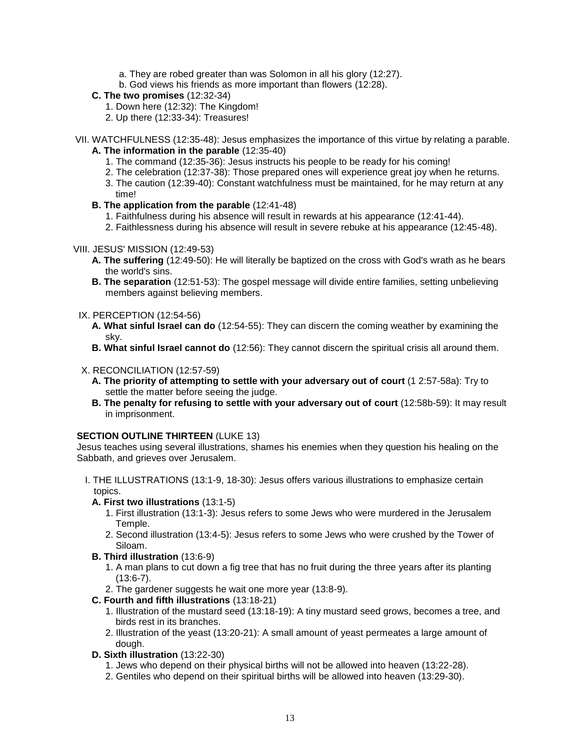a. They are robed greater than was Solomon in all his glory (12:27).
b. God views his friends as more important than flowers (12:28).

**C. The two promises** (12:32-34)
1. Down here (12:32): The Kingdom!
2. Up there (12:33-34): Treasures!

VII. WATCHFULNESS (12:35-48): Jesus emphasizes the importance of this virtue by relating a parable.

**A. The information in the parable** (12:35-40)
1. The command (12:35-36): Jesus instructs his people to be ready for his coming!
2. The celebration (12:37-38): Those prepared ones will experience great joy when he returns.
3. The caution (12:39-40): Constant watchfulness must be maintained, for he may return at any time!

**B. The application from the parable** (12:41-48)
1. Faithfulness during his absence will result in rewards at his appearance (12:41-44).
2. Faithlessness during his absence will result in severe rebuke at his appearance (12:45-48).

VIII. JESUS' MISSION (12:49-53)

**A. The suffering** (12:49-50): He will literally be baptized on the cross with God's wrath as he bears the world's sins.

**B. The separation** (12:51-53): The gospel message will divide entire families, setting unbelieving members against believing members.

IX. PERCEPTION (12:54-56)

**A. What sinful Israel can do** (12:54-55): They can discern the coming weather by examining the sky.

**B. What sinful Israel cannot do** (12:56): They cannot discern the spiritual crisis all around them.

X. RECONCILIATION (12:57-59)

**A. The priority of attempting to settle with your adversary out of court** (1 2:57-58a): Try to settle the matter before seeing the judge.

**B. The penalty for refusing to settle with your adversary out of court** (12:58b-59): It may result in imprisonment.

**SECTION OUTLINE THIRTEEN** (LUKE 13)

Jesus teaches using several illustrations, shames his enemies when they question his healing on the Sabbath, and grieves over Jerusalem.

I. THE ILLUSTRATIONS (13:1-9, 18-30): Jesus offers various illustrations to emphasize certain topics.

**A. First two illustrations** (13:1-5)
1. First illustration (13:1-3): Jesus refers to some Jews who were murdered in the Jerusalem Temple.
2. Second illustration (13:4-5): Jesus refers to some Jews who were crushed by the Tower of Siloam.

**B. Third illustration** (13:6-9)
1. A man plans to cut down a fig tree that has no fruit during the three years after its planting (13:6-7).
2. The gardener suggests he wait one more year (13:8-9).

**C. Fourth and fifth illustrations** (13:18-21)
1. Illustration of the mustard seed (13:18-19): A tiny mustard seed grows, becomes a tree, and birds rest in its branches.
2. Illustration of the yeast (13:20-21): A small amount of yeast permeates a large amount of dough.

**D. Sixth illustration** (13:22-30)
1. Jews who depend on their physical births will not be allowed into heaven (13:22-28).
2. Gentiles who depend on their spiritual births will be allowed into heaven (13:29-30).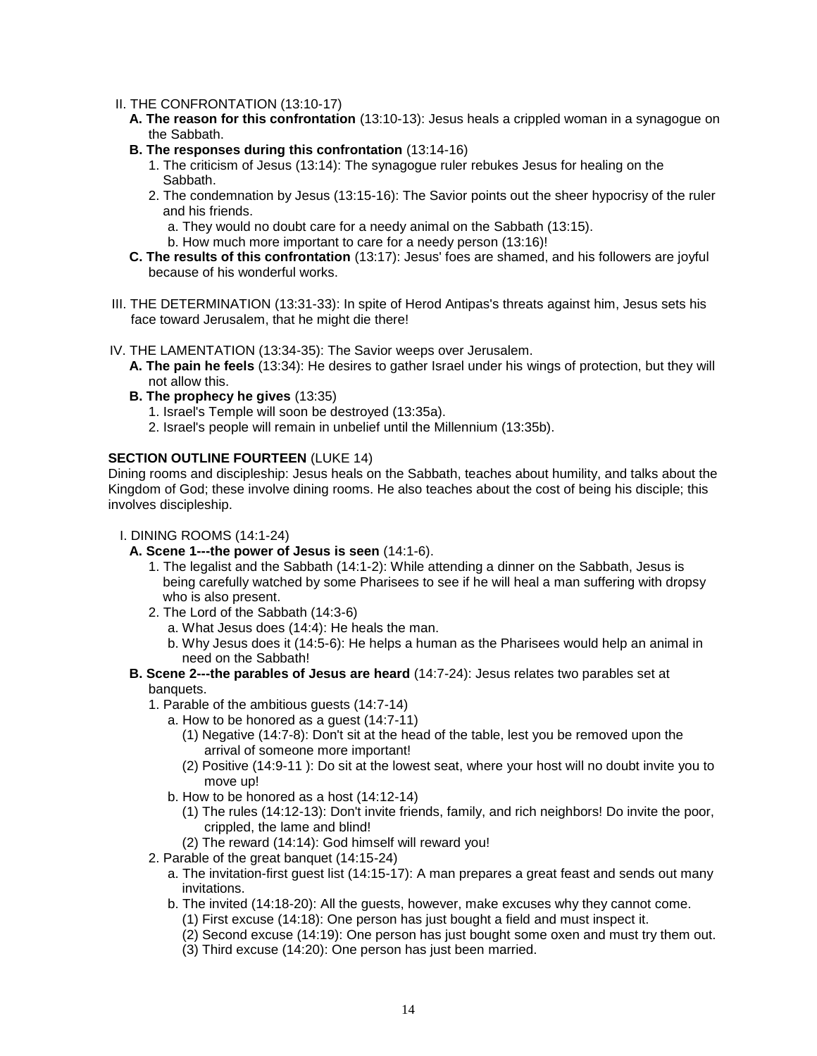II. THE CONFRONTATION (13:10-17)

- **A. The reason for this confrontation** (13:10-13): Jesus heals a crippled woman in a synagogue on the Sabbath.
- **B. The responses during this confrontation** (13:14-16)
  1. The criticism of Jesus (13:14): The synagogue ruler rebukes Jesus for healing on the Sabbath.
  2. The condemnation by Jesus (13:15-16): The Savior points out the sheer hypocrisy of the ruler and his friends.
     - a. They would no doubt care for a needy animal on the Sabbath (13:15).
     - b. How much more important to care for a needy person (13:16)!
- **C. The results of this confrontation** (13:17): Jesus' foes are shamed, and his followers are joyful because of his wonderful works.

III. THE DETERMINATION (13:31-33): In spite of Herod Antipas's threats against him, Jesus sets his face toward Jerusalem, that he might die there!

IV. THE LAMENTATION (13:34-35): The Savior weeps over Jerusalem.

- **A. The pain he feels** (13:34): He desires to gather Israel under his wings of protection, but they will not allow this.
- **B. The prophecy he gives** (13:35)
  1. Israel's Temple will soon be destroyed (13:35a).
  2. Israel's people will remain in unbelief until the Millennium (13:35b).

**SECTION OUTLINE FOURTEEN** (LUKE 14)

Dining rooms and discipleship: Jesus heals on the Sabbath, teaches about humility, and talks about the Kingdom of God; these involve dining rooms. He also teaches about the cost of being his disciple; this involves discipleship.

I. DINING ROOMS (14:1-24)

- **A. Scene 1---the power of Jesus is seen** (14:1-6).
  1. The legalist and the Sabbath (14:1-2): While attending a dinner on the Sabbath, Jesus is being carefully watched by some Pharisees to see if he will heal a man suffering with dropsy who is also present.
  2. The Lord of the Sabbath (14:3-6)
     - a. What Jesus does (14:4): He heals the man.
     - b. Why Jesus does it (14:5-6): He helps a human as the Pharisees would help an animal in need on the Sabbath!
- **B. Scene 2---the parables of Jesus are heard** (14:7-24): Jesus relates two parables set at banquets.
  1. Parable of the ambitious guests (14:7-14)
     - a. How to be honored as a guest (14:7-11)
       - (1) Negative (14:7-8): Don't sit at the head of the table, lest you be removed upon the arrival of someone more important!
       - (2) Positive (14:9-11 ): Do sit at the lowest seat, where your host will no doubt invite you to move up!
     - b. How to be honored as a host (14:12-14)
       - (1) The rules (14:12-13): Don't invite friends, family, and rich neighbors! Do invite the poor, crippled, the lame and blind!
       - (2) The reward (14:14): God himself will reward you!
  2. Parable of the great banquet (14:15-24)
     - a. The invitation-first guest list (14:15-17): A man prepares a great feast and sends out many invitations.
     - b. The invited (14:18-20): All the guests, however, make excuses why they cannot come.
       - (1) First excuse (14:18): One person has just bought a field and must inspect it.
       - (2) Second excuse (14:19): One person has just bought some oxen and must try them out.
       - (3) Third excuse (14:20): One person has just been married.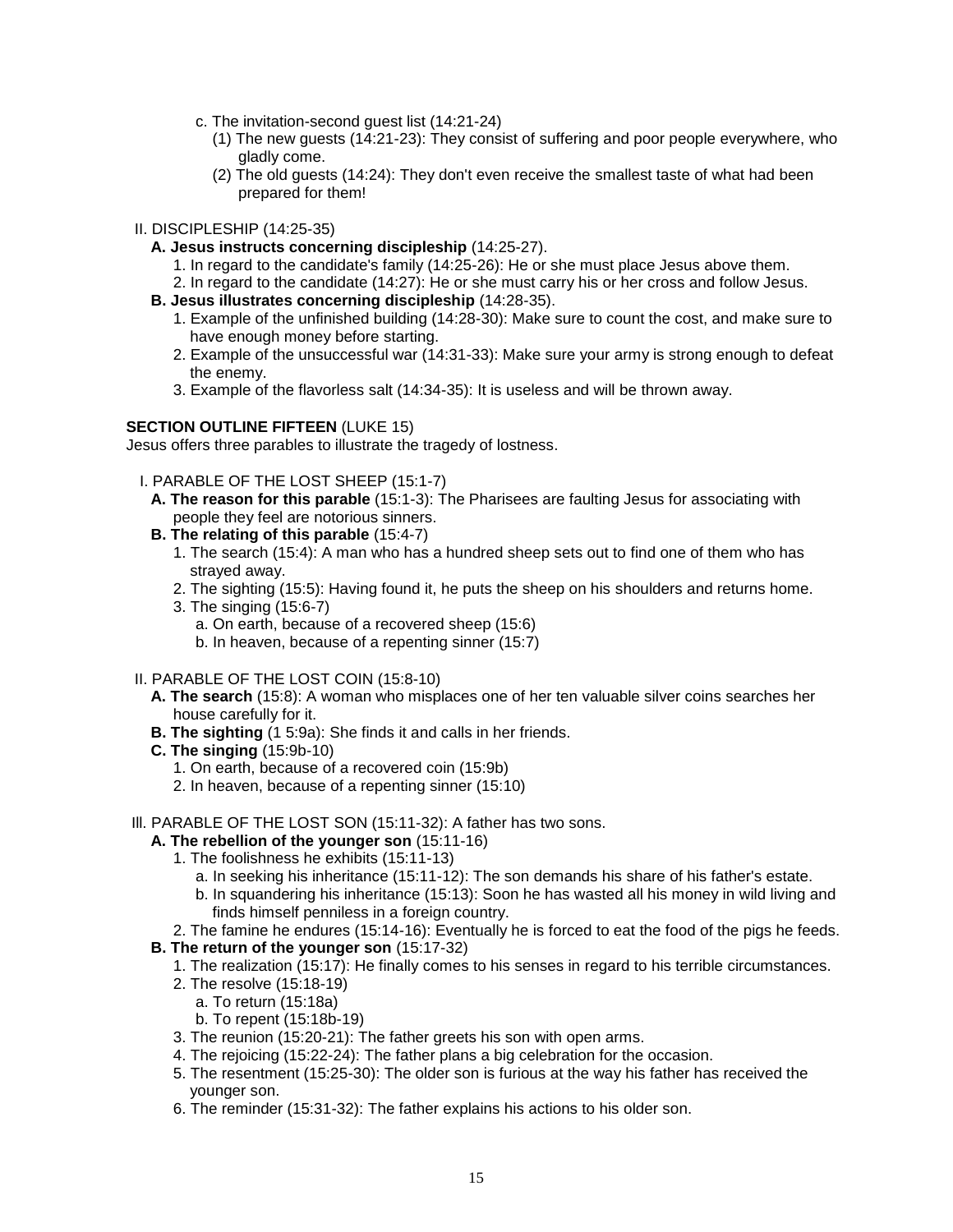c. The invitation-second guest list (14:21-24)
   (1) The new guests (14:21-23): They consist of suffering and poor people everywhere, who gladly come.
   (2) The old guests (14:24): They don't even receive the smallest taste of what had been prepared for them!

II. DISCIPLESHIP (14:25-35)

**A. Jesus instructs concerning discipleship** (14:25-27).

1. In regard to the candidate's family (14:25-26): He or she must place Jesus above them.
2. In regard to the candidate (14:27): He or she must carry his or her cross and follow Jesus.

**B. Jesus illustrates concerning discipleship** (14:28-35).

1. Example of the unfinished building (14:28-30): Make sure to count the cost, and make sure to have enough money before starting.
2. Example of the unsuccessful war (14:31-33): Make sure your army is strong enough to defeat the enemy.
3. Example of the flavorless salt (14:34-35): It is useless and will be thrown away.

**SECTION OUTLINE FIFTEEN** (LUKE 15)

Jesus offers three parables to illustrate the tragedy of lostness.

I. PARABLE OF THE LOST SHEEP (15:1-7)

**A. The reason for this parable** (15:1-3): The Pharisees are faulting Jesus for associating with people they feel are notorious sinners.

**B. The relating of this parable** (15:4-7)

1. The search (15:4): A man who has a hundred sheep sets out to find one of them who has strayed away.
2. The sighting (15:5): Having found it, he puts the sheep on his shoulders and returns home.
3. The singing (15:6-7)
   a. On earth, because of a recovered sheep (15:6)
   b. In heaven, because of a repenting sinner (15:7)

II. PARABLE OF THE LOST COIN (15:8-10)

**A. The search** (15:8): A woman who misplaces one of her ten valuable silver coins searches her house carefully for it.

**B. The sighting** (1 5:9a): She finds it and calls in her friends.

**C. The singing** (15:9b-10)

1. On earth, because of a recovered coin (15:9b)
2. In heaven, because of a repenting sinner (15:10)

III. PARABLE OF THE LOST SON (15:11-32): A father has two sons.

**A. The rebellion of the younger son** (15:11-16)

1. The foolishness he exhibits (15:11-13)
   a. In seeking his inheritance (15:11-12): The son demands his share of his father's estate.
   b. In squandering his inheritance (15:13): Soon he has wasted all his money in wild living and finds himself penniless in a foreign country.
2. The famine he endures (15:14-16): Eventually he is forced to eat the food of the pigs he feeds.

**B. The return of the younger son** (15:17-32)

1. The realization (15:17): He finally comes to his senses in regard to his terrible circumstances.
2. The resolve (15:18-19)
   a. To return (15:18a)
   b. To repent (15:18b-19)
3. The reunion (15:20-21): The father greets his son with open arms.
4. The rejoicing (15:22-24): The father plans a big celebration for the occasion.
5. The resentment (15:25-30): The older son is furious at the way his father has received the younger son.
6. The reminder (15:31-32): The father explains his actions to his older son.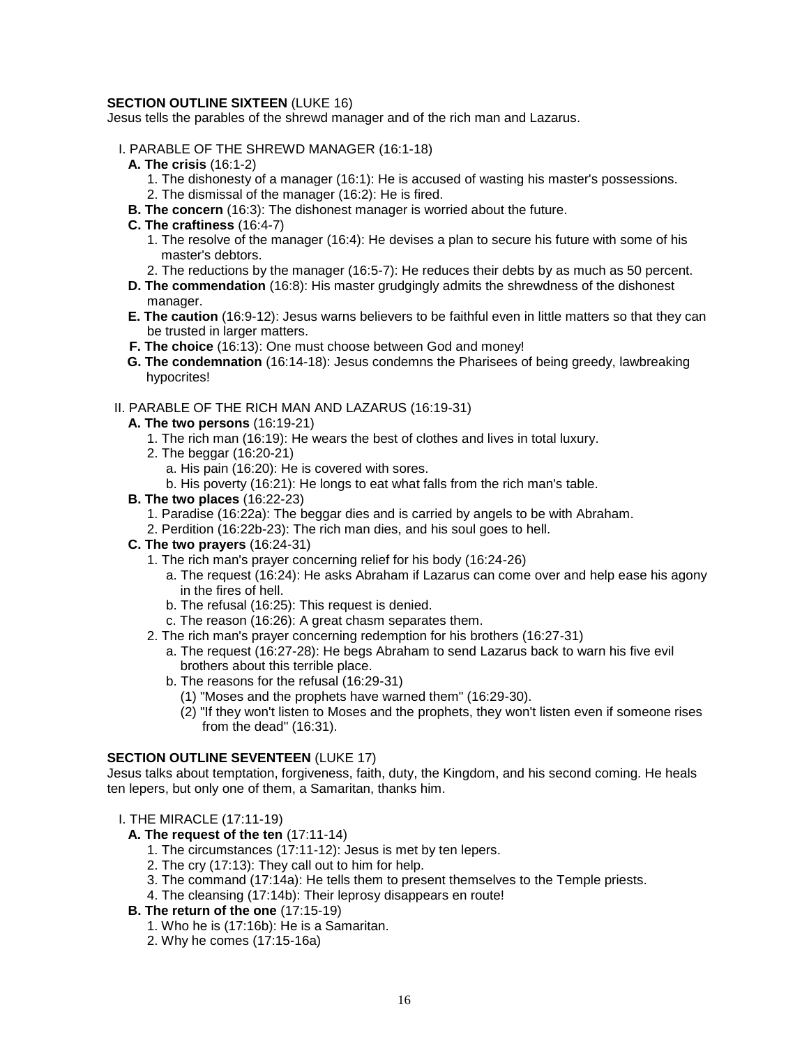**SECTION OUTLINE SIXTEEN** (LUKE 16)
Jesus tells the parables of the shrewd manager and of the rich man and Lazarus.

I. PARABLE OF THE SHREWD MANAGER (16:1-18)
  - **A. The crisis** (16:1-2)
    1. The dishonesty of a manager (16:1): He is accused of wasting his master's possessions.
    2. The dismissal of the manager (16:2): He is fired.
  - **B. The concern** (16:3): The dishonest manager is worried about the future.
  - **C. The craftiness** (16:4-7)
    1. The resolve of the manager (16:4): He devises a plan to secure his future with some of his master's debtors.
    2. The reductions by the manager (16:5-7): He reduces their debts by as much as 50 percent.
  - **D. The commendation** (16:8): His master grudgingly admits the shrewdness of the dishonest manager.
  - **E. The caution** (16:9-12): Jesus warns believers to be faithful even in little matters so that they can be trusted in larger matters.
  - **F. The choice** (16:13): One must choose between God and money!
  - **G. The condemnation** (16:14-18): Jesus condemns the Pharisees of being greedy, lawbreaking hypocrites!

II. PARABLE OF THE RICH MAN AND LAZARUS (16:19-31)
  - **A. The two persons** (16:19-21)
    1. The rich man (16:19): He wears the best of clothes and lives in total luxury.
    2. The beggar (16:20-21)
       - a. His pain (16:20): He is covered with sores.
       - b. His poverty (16:21): He longs to eat what falls from the rich man's table.
  - **B. The two places** (16:22-23)
    1. Paradise (16:22a): The beggar dies and is carried by angels to be with Abraham.
    2. Perdition (16:22b-23): The rich man dies, and his soul goes to hell.
  - **C. The two prayers** (16:24-31)
    1. The rich man's prayer concerning relief for his body (16:24-26)
       - a. The request (16:24): He asks Abraham if Lazarus can come over and help ease his agony in the fires of hell.
       - b. The refusal (16:25): This request is denied.
       - c. The reason (16:26): A great chasm separates them.
    2. The rich man's prayer concerning redemption for his brothers (16:27-31)
       - a. The request (16:27-28): He begs Abraham to send Lazarus back to warn his five evil brothers about this terrible place.
       - b. The reasons for the refusal (16:29-31)
         - (1) "Moses and the prophets have warned them" (16:29-30).
         - (2) "If they won't listen to Moses and the prophets, they won't listen even if someone rises from the dead" (16:31).

**SECTION OUTLINE SEVENTEEN** (LUKE 17)
Jesus talks about temptation, forgiveness, faith, duty, the Kingdom, and his second coming. He heals ten lepers, but only one of them, a Samaritan, thanks him.

I. THE MIRACLE (17:11-19)
  - **A. The request of the ten** (17:11-14)
    1. The circumstances (17:11-12): Jesus is met by ten lepers.
    2. The cry (17:13): They call out to him for help.
    3. The command (17:14a): He tells them to present themselves to the Temple priests.
    4. The cleansing (17:14b): Their leprosy disappears en route!
  - **B. The return of the one** (17:15-19)
    1. Who he is (17:16b): He is a Samaritan.
    2. Why he comes (17:15-16a)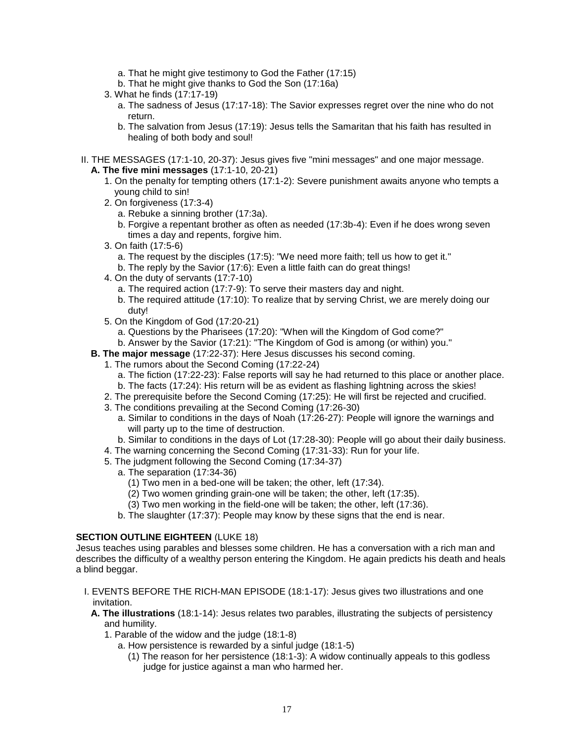- a. That he might give testimony to God the Father (17:15)
   - b. That he might give thanks to God the Son (17:16a)
3. What he finds (17:17-19)
   - a. The sadness of Jesus (17:17-18): The Savior expresses regret over the nine who do not return.
   - b. The salvation from Jesus (17:19): Jesus tells the Samaritan that his faith has resulted in healing of both body and soul!

II. THE MESSAGES (17:1-10, 20-37): Jesus gives five "mini messages" and one major message.

**A. The five mini messages** (17:1-10, 20-21)

1. On the penalty for tempting others (17:1-2): Severe punishment awaits anyone who tempts a young child to sin!
2. On forgiveness (17:3-4)
   - a. Rebuke a sinning brother (17:3a).
   - b. Forgive a repentant brother as often as needed (17:3b-4): Even if he does wrong seven times a day and repents, forgive him.
3. On faith (17:5-6)
   - a. The request by the disciples (17:5): "We need more faith; tell us how to get it."
   - b. The reply by the Savior (17:6): Even a little faith can do great things!
4. On the duty of servants (17:7-10)
   - a. The required action (17:7-9): To serve their masters day and night.
   - b. The required attitude (17:10): To realize that by serving Christ, we are merely doing our duty!
5. On the Kingdom of God (17:20-21)
   - a. Questions by the Pharisees (17:20): "When will the Kingdom of God come?"
   - b. Answer by the Savior (17:21): "The Kingdom of God is among (or within) you."

**B. The major message** (17:22-37): Here Jesus discusses his second coming.

1. The rumors about the Second Coming (17:22-24)
   - a. The fiction (17:22-23): False reports will say he had returned to this place or another place.
   - b. The facts (17:24): His return will be as evident as flashing lightning across the skies!
2. The prerequisite before the Second Coming (17:25): He will first be rejected and crucified.
3. The conditions prevailing at the Second Coming (17:26-30)
   - a. Similar to conditions in the days of Noah (17:26-27): People will ignore the warnings and will party up to the time of destruction.
   - b. Similar to conditions in the days of Lot (17:28-30): People will go about their daily business.
4. The warning concerning the Second Coming (17:31-33): Run for your life.
5. The judgment following the Second Coming (17:34-37)
   - a. The separation (17:34-36)
     - (1) Two men in a bed-one will be taken; the other, left (17:34).
     - (2) Two women grinding grain-one will be taken; the other, left (17:35).
     - (3) Two men working in the field-one will be taken; the other, left (17:36).
   - b. The slaughter (17:37): People may know by these signs that the end is near.

**SECTION OUTLINE EIGHTEEN** (LUKE 18)

Jesus teaches using parables and blesses some children. He has a conversation with a rich man and describes the difficulty of a wealthy person entering the Kingdom. He again predicts his death and heals a blind beggar.

I. EVENTS BEFORE THE RICH-MAN EPISODE (18:1-17): Jesus gives two illustrations and one invitation.

**A. The illustrations** (18:1-14): Jesus relates two parables, illustrating the subjects of persistency and humility.

1. Parable of the widow and the judge (18:1-8)
   - a. How persistence is rewarded by a sinful judge (18:1-5)
     - (1) The reason for her persistence (18:1-3): A widow continually appeals to this godless judge for justice against a man who harmed her.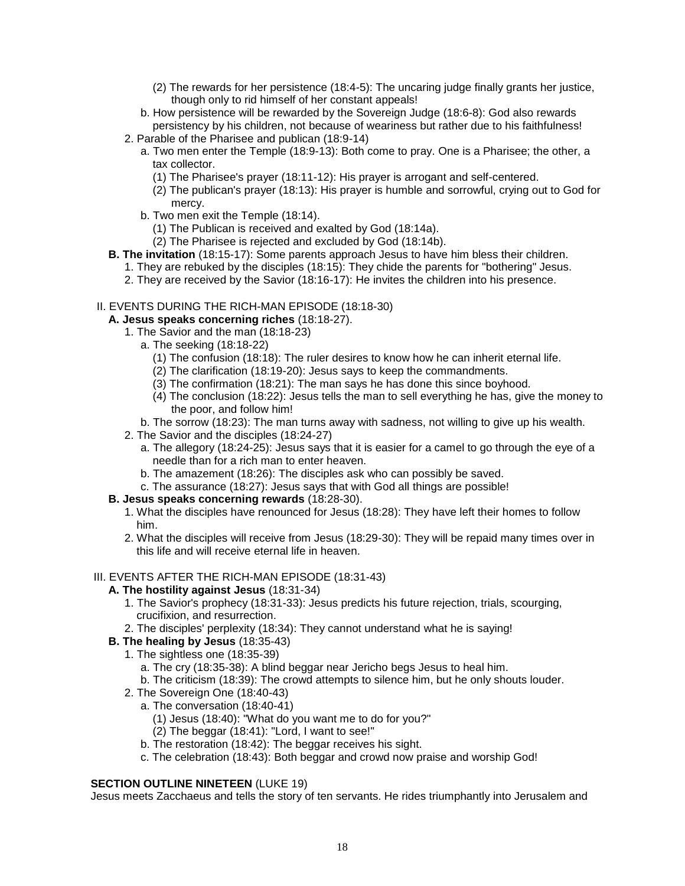(2) The rewards for her persistence (18:4-5): The uncaring judge finally grants her justice, though only to rid himself of her constant appeals!

b. How persistence will be rewarded by the Sovereign Judge (18:6-8): God also rewards persistency by his children, not because of weariness but rather due to his faithfulness!

2. Parable of the Pharisee and publican (18:9-14)

a. Two men enter the Temple (18:9-13): Both come to pray. One is a Pharisee; the other, a tax collector.

(1) The Pharisee's prayer (18:11-12): His prayer is arrogant and self-centered.

(2) The publican's prayer (18:13): His prayer is humble and sorrowful, crying out to God for mercy.

b. Two men exit the Temple (18:14).

(1) The Publican is received and exalted by God (18:14a).

(2) The Pharisee is rejected and excluded by God (18:14b).

**B. The invitation** (18:15-17): Some parents approach Jesus to have him bless their children.

1. They are rebuked by the disciples (18:15): They chide the parents for "bothering" Jesus.

2. They are received by the Savior (18:16-17): He invites the children into his presence.

II. EVENTS DURING THE RICH-MAN EPISODE (18:18-30)

**A. Jesus speaks concerning riches** (18:18-27).

1. The Savior and the man (18:18-23)

a. The seeking (18:18-22)

(1) The confusion (18:18): The ruler desires to know how he can inherit eternal life.

(2) The clarification (18:19-20): Jesus says to keep the commandments.

(3) The confirmation (18:21): The man says he has done this since boyhood.

(4) The conclusion (18:22): Jesus tells the man to sell everything he has, give the money to the poor, and follow him!

b. The sorrow (18:23): The man turns away with sadness, not willing to give up his wealth.

2. The Savior and the disciples (18:24-27)

a. The allegory (18:24-25): Jesus says that it is easier for a camel to go through the eye of a needle than for a rich man to enter heaven.

b. The amazement (18:26): The disciples ask who can possibly be saved.

c. The assurance (18:27): Jesus says that with God all things are possible!

**B. Jesus speaks concerning rewards** (18:28-30).

1. What the disciples have renounced for Jesus (18:28): They have left their homes to follow him.

2. What the disciples will receive from Jesus (18:29-30): They will be repaid many times over in this life and will receive eternal life in heaven.

III. EVENTS AFTER THE RICH-MAN EPISODE (18:31-43)

**A. The hostility against Jesus** (18:31-34)

1. The Savior's prophecy (18:31-33): Jesus predicts his future rejection, trials, scourging, crucifixion, and resurrection.

2. The disciples' perplexity (18:34): They cannot understand what he is saying!

**B. The healing by Jesus** (18:35-43)

1. The sightless one (18:35-39)

a. The cry (18:35-38): A blind beggar near Jericho begs Jesus to heal him.

b. The criticism (18:39): The crowd attempts to silence him, but he only shouts louder.

2. The Sovereign One (18:40-43)

a. The conversation (18:40-41)

(1) Jesus (18:40): "What do you want me to do for you?"

(2) The beggar (18:41): "Lord, I want to see!"

b. The restoration (18:42): The beggar receives his sight.

c. The celebration (18:43): Both beggar and crowd now praise and worship God!

**SECTION OUTLINE NINETEEN** (LUKE 19)

Jesus meets Zacchaeus and tells the story of ten servants. He rides triumphantly into Jerusalem and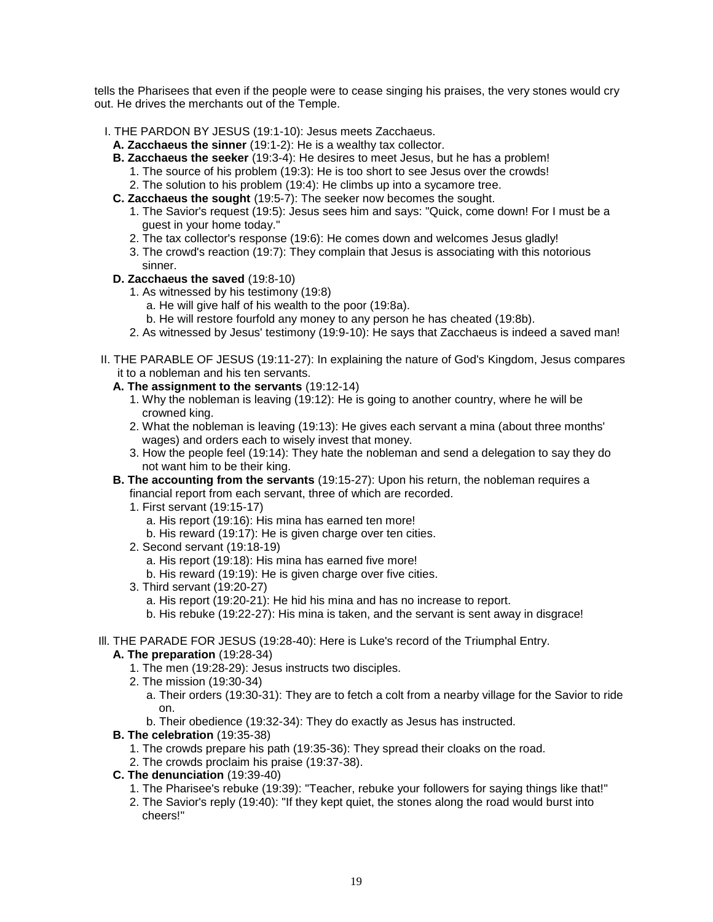tells the Pharisees that even if the people were to cease singing his praises, the very stones would cry out. He drives the merchants out of the Temple.

I. THE PARDON BY JESUS (19:1-10): Jesus meets Zacchaeus.

- **A. Zacchaeus the sinner** (19:1-2): He is a wealthy tax collector.
- **B. Zacchaeus the seeker** (19:3-4): He desires to meet Jesus, but he has a problem!
  1. The source of his problem (19:3): He is too short to see Jesus over the crowds!
  2. The solution to his problem (19:4): He climbs up into a sycamore tree.
- **C. Zacchaeus the sought** (19:5-7): The seeker now becomes the sought.
  1. The Savior's request (19:5): Jesus sees him and says: "Quick, come down! For I must be a guest in your home today."
  2. The tax collector's response (19:6): He comes down and welcomes Jesus gladly!
  3. The crowd's reaction (19:7): They complain that Jesus is associating with this notorious sinner.
- **D. Zacchaeus the saved** (19:8-10)
  1. As witnessed by his testimony (19:8)
     - a. He will give half of his wealth to the poor (19:8a).
     - b. He will restore fourfold any money to any person he has cheated (19:8b).
  2. As witnessed by Jesus' testimony (19:9-10): He says that Zacchaeus is indeed a saved man!

II. THE PARABLE OF JESUS (19:11-27): In explaining the nature of God's Kingdom, Jesus compares it to a nobleman and his ten servants.

- **A. The assignment to the servants** (19:12-14)
  1. Why the nobleman is leaving (19:12): He is going to another country, where he will be crowned king.
  2. What the nobleman is leaving (19:13): He gives each servant a mina (about three months' wages) and orders each to wisely invest that money.
  3. How the people feel (19:14): They hate the nobleman and send a delegation to say they do not want him to be their king.
- **B. The accounting from the servants** (19:15-27): Upon his return, the nobleman requires a financial report from each servant, three of which are recorded.
  1. First servant (19:15-17)
     - a. His report (19:16): His mina has earned ten more!
     - b. His reward (19:17): He is given charge over ten cities.
  2. Second servant (19:18-19)
     - a. His report (19:18): His mina has earned five more!
     - b. His reward (19:19): He is given charge over five cities.
  3. Third servant (19:20-27)
     - a. His report (19:20-21): He hid his mina and has no increase to report.
     - b. His rebuke (19:22-27): His mina is taken, and the servant is sent away in disgrace!

III. THE PARADE FOR JESUS (19:28-40): Here is Luke's record of the Triumphal Entry.

- **A. The preparation** (19:28-34)
  1. The men (19:28-29): Jesus instructs two disciples.
  2. The mission (19:30-34)
     - a. Their orders (19:30-31): They are to fetch a colt from a nearby village for the Savior to ride on.
     - b. Their obedience (19:32-34): They do exactly as Jesus has instructed.
- **B. The celebration** (19:35-38)
  1. The crowds prepare his path (19:35-36): They spread their cloaks on the road.
  2. The crowds proclaim his praise (19:37-38).
- **C. The denunciation** (19:39-40)
  1. The Pharisee's rebuke (19:39): "Teacher, rebuke your followers for saying things like that!"
  2. The Savior's reply (19:40): "If they kept quiet, the stones along the road would burst into cheers!"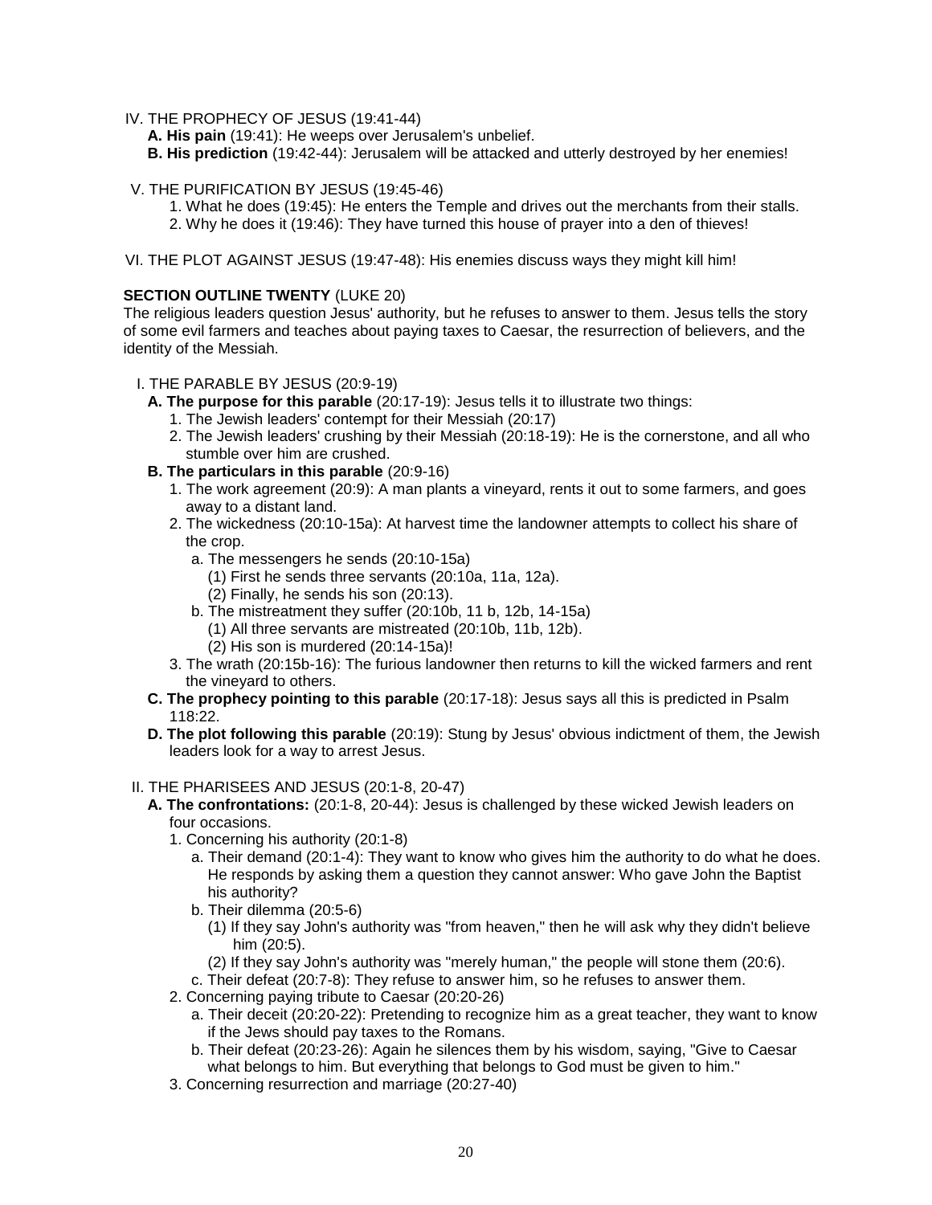IV. THE PROPHECY OF JESUS (19:41-44)

- **A. His pain** (19:41): He weeps over Jerusalem's unbelief.
- **B. His prediction** (19:42-44): Jerusalem will be attacked and utterly destroyed by her enemies!

V. THE PURIFICATION BY JESUS (19:45-46)

1. What he does (19:45): He enters the Temple and drives out the merchants from their stalls.
2. Why he does it (19:46): They have turned this house of prayer into a den of thieves!

VI. THE PLOT AGAINST JESUS (19:47-48): His enemies discuss ways they might kill him!

**SECTION OUTLINE TWENTY** (LUKE 20)

The religious leaders question Jesus' authority, but he refuses to answer to them. Jesus tells the story of some evil farmers and teaches about paying taxes to Caesar, the resurrection of believers, and the identity of the Messiah.

I. THE PARABLE BY JESUS (20:9-19)

- **A. The purpose for this parable** (20:17-19): Jesus tells it to illustrate two things:
  1. The Jewish leaders' contempt for their Messiah (20:17)
  2. The Jewish leaders' crushing by their Messiah (20:18-19): He is the cornerstone, and all who stumble over him are crushed.
- **B. The particulars in this parable** (20:9-16)
  1. The work agreement (20:9): A man plants a vineyard, rents it out to some farmers, and goes away to a distant land.
  2. The wickedness (20:10-15a): At harvest time the landowner attempts to collect his share of the crop.
     - a. The messengers he sends (20:10-15a)
       - (1) First he sends three servants (20:10a, 11a, 12a).
       - (2) Finally, he sends his son (20:13).
     - b. The mistreatment they suffer (20:10b, 11 b, 12b, 14-15a)
       - (1) All three servants are mistreated (20:10b, 11b, 12b).
       - (2) His son is murdered (20:14-15a)!
  3. The wrath (20:15b-16): The furious landowner then returns to kill the wicked farmers and rent the vineyard to others.
- **C. The prophecy pointing to this parable** (20:17-18): Jesus says all this is predicted in Psalm 118:22.
- **D. The plot following this parable** (20:19): Stung by Jesus' obvious indictment of them, the Jewish leaders look for a way to arrest Jesus.

II. THE PHARISEES AND JESUS (20:1-8, 20-47)

- **A. The confrontations:** (20:1-8, 20-44): Jesus is challenged by these wicked Jewish leaders on four occasions.
  1. Concerning his authority (20:1-8)
     - a. Their demand (20:1-4): They want to know who gives him the authority to do what he does. He responds by asking them a question they cannot answer: Who gave John the Baptist his authority?
     - b. Their dilemma (20:5-6)
       - (1) If they say John's authority was "from heaven," then he will ask why they didn't believe him (20:5).
       - (2) If they say John's authority was "merely human," the people will stone them (20:6).
     - c. Their defeat (20:7-8): They refuse to answer him, so he refuses to answer them.
  2. Concerning paying tribute to Caesar (20:20-26)
     - a. Their deceit (20:20-22): Pretending to recognize him as a great teacher, they want to know if the Jews should pay taxes to the Romans.
     - b. Their defeat (20:23-26): Again he silences them by his wisdom, saying, "Give to Caesar what belongs to him. But everything that belongs to God must be given to him."
  3. Concerning resurrection and marriage (20:27-40)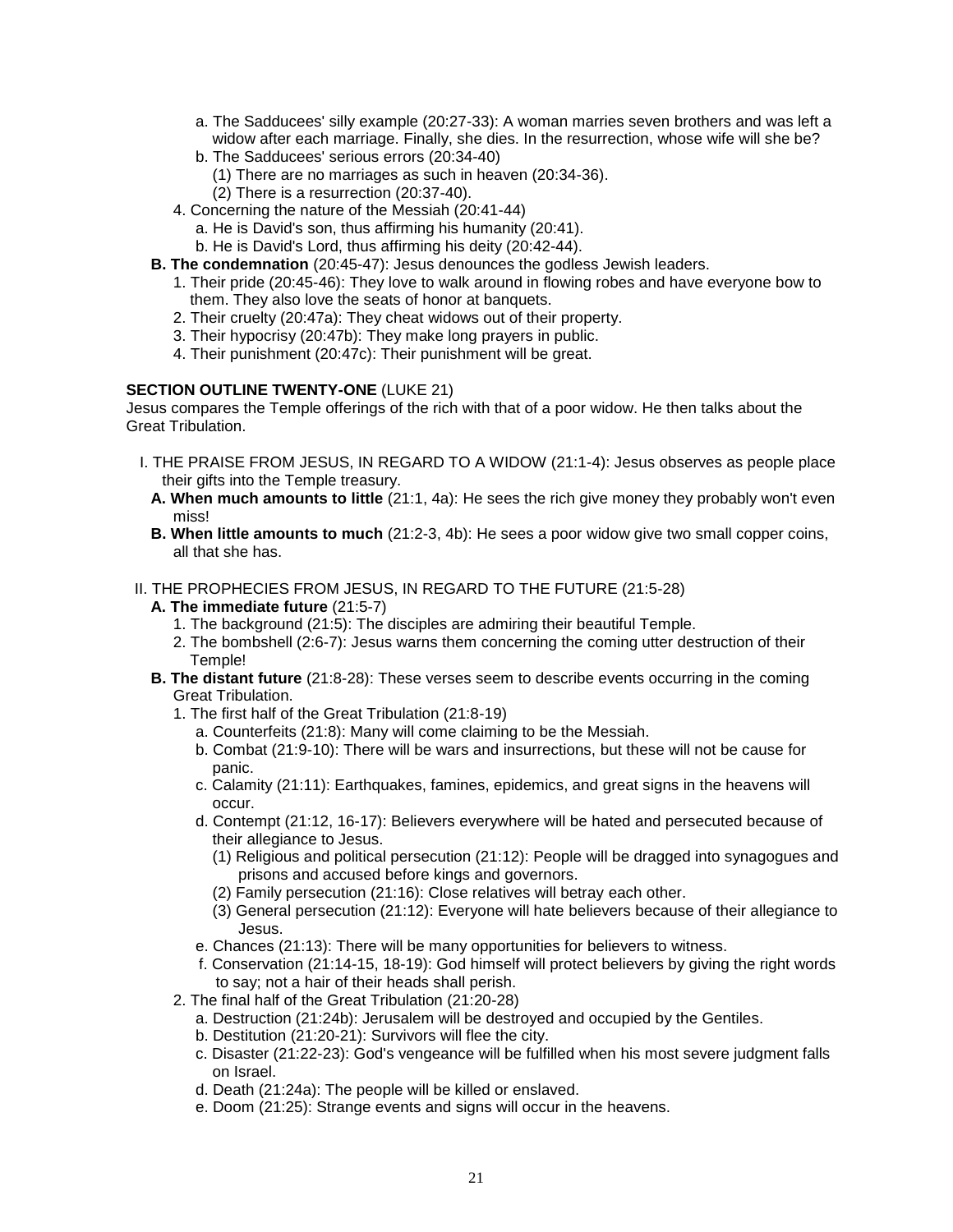- a. The Sadducees' silly example (20:27-33): A woman marries seven brothers and was left a widow after each marriage. Finally, she dies. In the resurrection, whose wife will she be?
- b. The Sadducees' serious errors (20:34-40)
  - (1) There are no marriages as such in heaven (20:34-36).
  - (2) There is a resurrection (20:37-40).
- 4. Concerning the nature of the Messiah (20:41-44)
  - a. He is David's son, thus affirming his humanity (20:41).
  - b. He is David's Lord, thus affirming his deity (20:42-44).

**B. The condemnation** (20:45-47): Jesus denounces the godless Jewish leaders.

1. Their pride (20:45-46): They love to walk around in flowing robes and have everyone bow to them. They also love the seats of honor at banquets.
2. Their cruelty (20:47a): They cheat widows out of their property.
3. Their hypocrisy (20:47b): They make long prayers in public.
4. Their punishment (20:47c): Their punishment will be great.

**SECTION OUTLINE TWENTY-ONE** (LUKE 21)

Jesus compares the Temple offerings of the rich with that of a poor widow. He then talks about the Great Tribulation.

I. THE PRAISE FROM JESUS, IN REGARD TO A WIDOW (21:1-4): Jesus observes as people place their gifts into the Temple treasury.

**A. When much amounts to little** (21:1, 4a): He sees the rich give money they probably won't even miss!

**B. When little amounts to much** (21:2-3, 4b): He sees a poor widow give two small copper coins, all that she has.

II. THE PROPHECIES FROM JESUS, IN REGARD TO THE FUTURE (21:5-28)

**A. The immediate future** (21:5-7)

1. The background (21:5): The disciples are admiring their beautiful Temple.
2. The bombshell (2:6-7): Jesus warns them concerning the coming utter destruction of their Temple!

**B. The distant future** (21:8-28): These verses seem to describe events occurring in the coming Great Tribulation.

1. The first half of the Great Tribulation (21:8-19)
   - a. Counterfeits (21:8): Many will come claiming to be the Messiah.
   - b. Combat (21:9-10): There will be wars and insurrections, but these will not be cause for panic.
   - c. Calamity (21:11): Earthquakes, famines, epidemics, and great signs in the heavens will occur.
   - d. Contempt (21:12, 16-17): Believers everywhere will be hated and persecuted because of their allegiance to Jesus.
     - (1) Religious and political persecution (21:12): People will be dragged into synagogues and prisons and accused before kings and governors.
     - (2) Family persecution (21:16): Close relatives will betray each other.
     - (3) General persecution (21:12): Everyone will hate believers because of their allegiance to Jesus.
   - e. Chances (21:13): There will be many opportunities for believers to witness.
   - f. Conservation (21:14-15, 18-19): God himself will protect believers by giving the right words to say; not a hair of their heads shall perish.
2. The final half of the Great Tribulation (21:20-28)
   - a. Destruction (21:24b): Jerusalem will be destroyed and occupied by the Gentiles.
   - b. Destitution (21:20-21): Survivors will flee the city.
   - c. Disaster (21:22-23): God's vengeance will be fulfilled when his most severe judgment falls on Israel.
   - d. Death (21:24a): The people will be killed or enslaved.
   - e. Doom (21:25): Strange events and signs will occur in the heavens.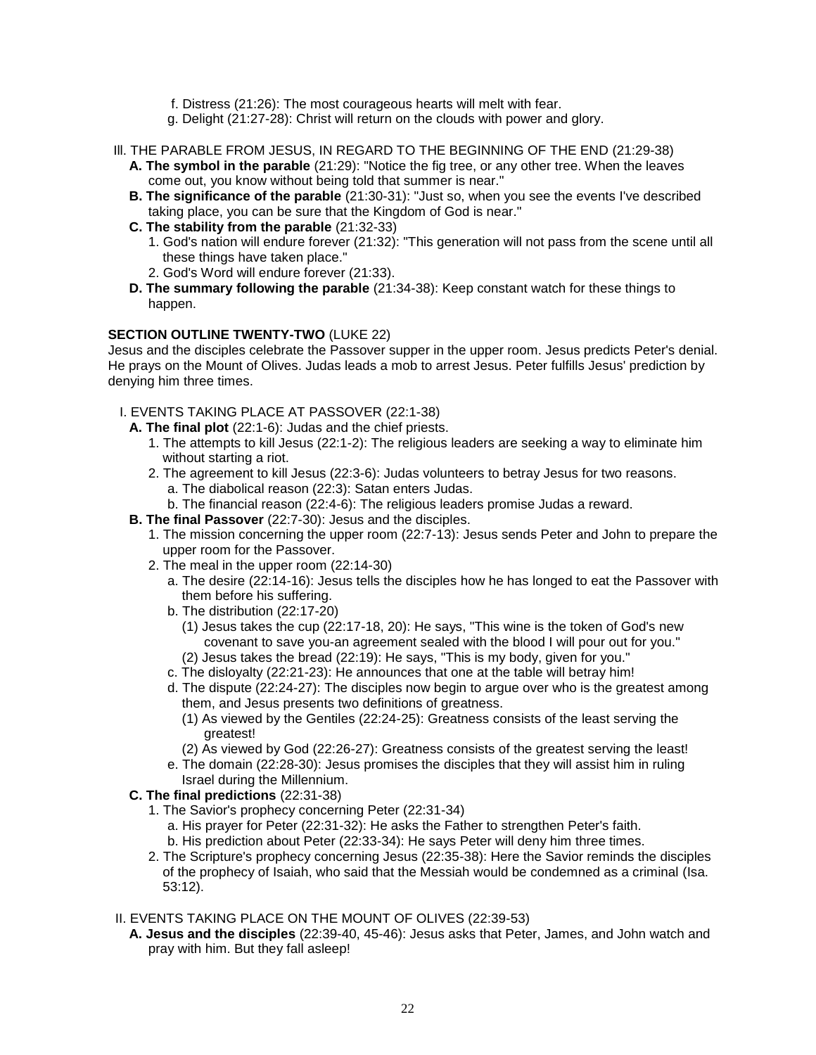f. Distress (21:26): The most courageous hearts will melt with fear.
g. Delight (21:27-28): Christ will return on the clouds with power and glory.

III. THE PARABLE FROM JESUS, IN REGARD TO THE BEGINNING OF THE END (21:29-38)

- **A. The symbol in the parable** (21:29): "Notice the fig tree, or any other tree. When the leaves come out, you know without being told that summer is near."
- **B. The significance of the parable** (21:30-31): "Just so, when you see the events I've described taking place, you can be sure that the Kingdom of God is near."
- **C. The stability from the parable** (21:32-33)
  1. God's nation will endure forever (21:32): "This generation will not pass from the scene until all these things have taken place."
  2. God's Word will endure forever (21:33).
- **D. The summary following the parable** (21:34-38): Keep constant watch for these things to happen.

**SECTION OUTLINE TWENTY-TWO** (LUKE 22)

Jesus and the disciples celebrate the Passover supper in the upper room. Jesus predicts Peter's denial. He prays on the Mount of Olives. Judas leads a mob to arrest Jesus. Peter fulfills Jesus' prediction by denying him three times.

I. EVENTS TAKING PLACE AT PASSOVER (22:1-38)

- **A. The final plot** (22:1-6): Judas and the chief priests.
  1. The attempts to kill Jesus (22:1-2): The religious leaders are seeking a way to eliminate him without starting a riot.
  2. The agreement to kill Jesus (22:3-6): Judas volunteers to betray Jesus for two reasons.
     - a. The diabolical reason (22:3): Satan enters Judas.
     - b. The financial reason (22:4-6): The religious leaders promise Judas a reward.
- **B. The final Passover** (22:7-30): Jesus and the disciples.
  1. The mission concerning the upper room (22:7-13): Jesus sends Peter and John to prepare the upper room for the Passover.
  2. The meal in the upper room (22:14-30)
     - a. The desire (22:14-16): Jesus tells the disciples how he has longed to eat the Passover with them before his suffering.
     - b. The distribution (22:17-20)
       - (1) Jesus takes the cup (22:17-18, 20): He says, "This wine is the token of God's new covenant to save you-an agreement sealed with the blood I will pour out for you."
       - (2) Jesus takes the bread (22:19): He says, "This is my body, given for you."
     - c. The disloyalty (22:21-23): He announces that one at the table will betray him!
     - d. The dispute (22:24-27): The disciples now begin to argue over who is the greatest among them, and Jesus presents two definitions of greatness.
       - (1) As viewed by the Gentiles (22:24-25): Greatness consists of the least serving the greatest!
       - (2) As viewed by God (22:26-27): Greatness consists of the greatest serving the least!
     - e. The domain (22:28-30): Jesus promises the disciples that they will assist him in ruling Israel during the Millennium.
- **C. The final predictions** (22:31-38)
  1. The Savior's prophecy concerning Peter (22:31-34)
     - a. His prayer for Peter (22:31-32): He asks the Father to strengthen Peter's faith.
     - b. His prediction about Peter (22:33-34): He says Peter will deny him three times.
  2. The Scripture's prophecy concerning Jesus (22:35-38): Here the Savior reminds the disciples of the prophecy of Isaiah, who said that the Messiah would be condemned as a criminal (Isa. 53:12).

II. EVENTS TAKING PLACE ON THE MOUNT OF OLIVES (22:39-53)

- **A. Jesus and the disciples** (22:39-40, 45-46): Jesus asks that Peter, James, and John watch and pray with him. But they fall asleep!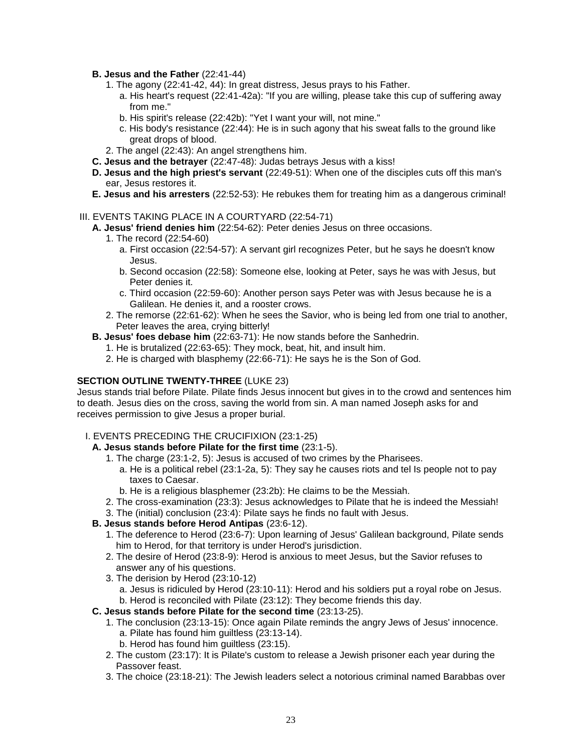**B. Jesus and the Father** (22:41-44)

1. The agony (22:41-42, 44): In great distress, Jesus prays to his Father.
   a. His heart's request (22:41-42a): "If you are willing, please take this cup of suffering away from me."
   b. His spirit's release (22:42b): "Yet I want your will, not mine."
   c. His body's resistance (22:44): He is in such agony that his sweat falls to the ground like great drops of blood.
2. The angel (22:43): An angel strengthens him.

**C. Jesus and the betrayer** (22:47-48): Judas betrays Jesus with a kiss!

**D. Jesus and the high priest's servant** (22:49-51): When one of the disciples cuts off this man's ear, Jesus restores it.

**E. Jesus and his arresters** (22:52-53): He rebukes them for treating him as a dangerous criminal!

III. EVENTS TAKING PLACE IN A COURTYARD (22:54-71)

**A. Jesus' friend denies him** (22:54-62): Peter denies Jesus on three occasions.

1. The record (22:54-60)
   a. First occasion (22:54-57): A servant girl recognizes Peter, but he says he doesn't know Jesus.
   b. Second occasion (22:58): Someone else, looking at Peter, says he was with Jesus, but Peter denies it.
   c. Third occasion (22:59-60): Another person says Peter was with Jesus because he is a Galilean. He denies it, and a rooster crows.
2. The remorse (22:61-62): When he sees the Savior, who is being led from one trial to another, Peter leaves the area, crying bitterly!

**B. Jesus' foes debase him** (22:63-71): He now stands before the Sanhedrin.

1. He is brutalized (22:63-65): They mock, beat, hit, and insult him.
2. He is charged with blasphemy (22:66-71): He says he is the Son of God.

**SECTION OUTLINE TWENTY-THREE** (LUKE 23)

Jesus stands trial before Pilate. Pilate finds Jesus innocent but gives in to the crowd and sentences him to death. Jesus dies on the cross, saving the world from sin. A man named Joseph asks for and receives permission to give Jesus a proper burial.

I. EVENTS PRECEDING THE CRUCIFIXION (23:1-25)

**A. Jesus stands before Pilate for the first time** (23:1-5).

1. The charge (23:1-2, 5): Jesus is accused of two crimes by the Pharisees.
   a. He is a political rebel (23:1-2a, 5): They say he causes riots and tel ls people not to pay taxes to Caesar.
   b. He is a religious blasphemer (23:2b): He claims to be the Messiah.
2. The cross-examination (23:3): Jesus acknowledges to Pilate that he is indeed the Messiah!
3. The (initial) conclusion (23:4): Pilate says he finds no fault with Jesus.

**B. Jesus stands before Herod Antipas** (23:6-12).

1. The deference to Herod (23:6-7): Upon learning of Jesus' Galilean background, Pilate sends him to Herod, for that territory is under Herod's jurisdiction.
2. The desire of Herod (23:8-9): Herod is anxious to meet Jesus, but the Savior refuses to answer any of his questions.
3. The derision by Herod (23:10-12)
   a. Jesus is ridiculed by Herod (23:10-11): Herod and his soldiers put a royal robe on Jesus.
   b. Herod is reconciled with Pilate (23:12): They become friends this day.

**C. Jesus stands before Pilate for the second time** (23:13-25).

1. The conclusion (23:13-15): Once again Pilate reminds the angry Jews of Jesus' innocence.
   a. Pilate has found him guiltless (23:13-14).
   b. Herod has found him guiltless (23:15).
2. The custom (23:17): It is Pilate's custom to release a Jewish prisoner each year during the Passover feast.
3. The choice (23:18-21): The Jewish leaders select a notorious criminal named Barabbas over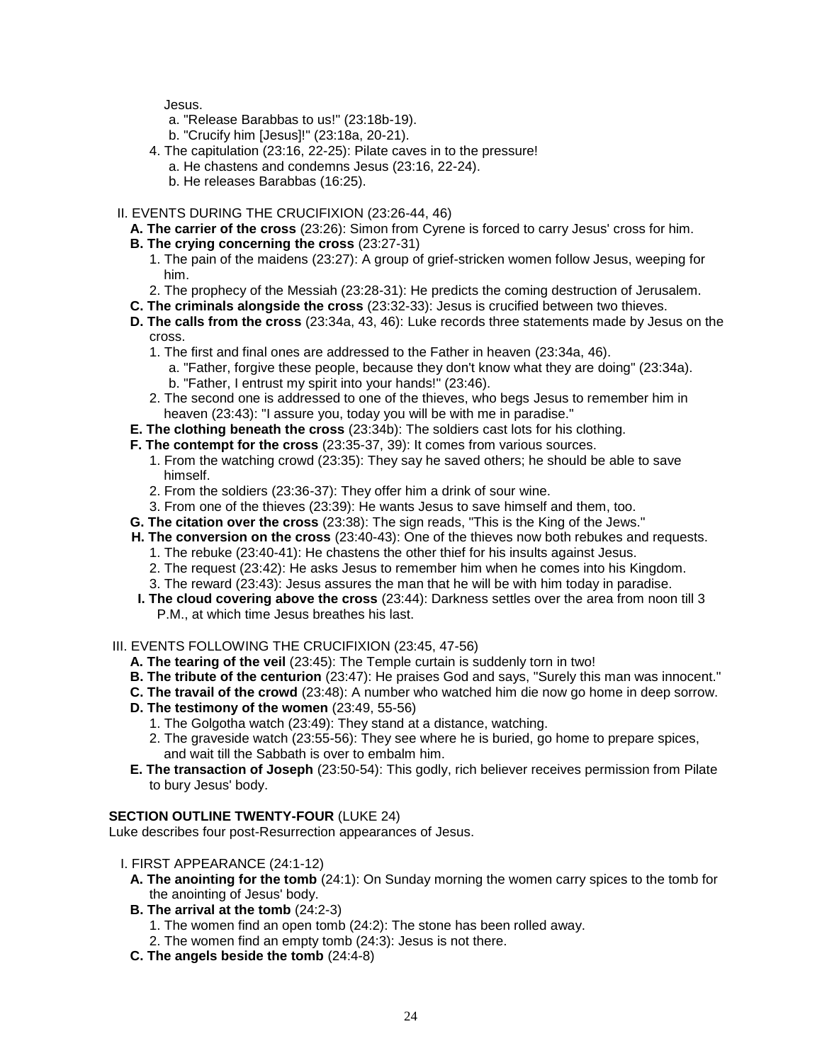Jesus.

   a. "Release Barabbas to us!" (23:18b-19).
   b. "Crucify him [Jesus]!" (23:18a, 20-21).

4. The capitulation (23:16, 22-25): Pilate caves in to the pressure!
   a. He chastens and condemns Jesus (23:16, 22-24).
   b. He releases Barabbas (16:25).

II. EVENTS DURING THE CRUCIFIXION (23:26-44, 46)

- **A. The carrier of the cross** (23:26): Simon from Cyrene is forced to carry Jesus' cross for him.
- **B. The crying concerning the cross** (23:27-31)
  1. The pain of the maidens (23:27): A group of grief-stricken women follow Jesus, weeping for him.
  2. The prophecy of the Messiah (23:28-31): He predicts the coming destruction of Jerusalem.
- **C. The criminals alongside the cross** (23:32-33): Jesus is crucified between two thieves.
- **D. The calls from the cross** (23:34a, 43, 46): Luke records three statements made by Jesus on the cross.
  1. The first and final ones are addressed to the Father in heaven (23:34a, 46).
     a. "Father, forgive these people, because they don't know what they are doing" (23:34a).
     b. "Father, I entrust my spirit into your hands!" (23:46).
  2. The second one is addressed to one of the thieves, who begs Jesus to remember him in heaven (23:43): "I assure you, today you will be with me in paradise."
- **E. The clothing beneath the cross** (23:34b): The soldiers cast lots for his clothing.
- **F. The contempt for the cross** (23:35-37, 39): It comes from various sources.
  1. From the watching crowd (23:35): They say he saved others; he should be able to save himself.
  2. From the soldiers (23:36-37): They offer him a drink of sour wine.
  3. From one of the thieves (23:39): He wants Jesus to save himself and them, too.
- **G. The citation over the cross** (23:38): The sign reads, "This is the King of the Jews."
- **H. The conversion on the cross** (23:40-43): One of the thieves now both rebukes and requests.
  1. The rebuke (23:40-41): He chastens the other thief for his insults against Jesus.
  2. The request (23:42): He asks Jesus to remember him when he comes into his Kingdom.
  3. The reward (23:43): Jesus assures the man that he will be with him today in paradise.
- **I. The cloud covering above the cross** (23:44): Darkness settles over the area from noon till 3 P.M., at which time Jesus breathes his last.

III. EVENTS FOLLOWING THE CRUCIFIXION (23:45, 47-56)

- **A. The tearing of the veil** (23:45): The Temple curtain is suddenly torn in two!
- **B. The tribute of the centurion** (23:47): He praises God and says, "Surely this man was innocent."
- **C. The travail of the crowd** (23:48): A number who watched him die now go home in deep sorrow.
- **D. The testimony of the women** (23:49, 55-56)
  1. The Golgotha watch (23:49): They stand at a distance, watching.
  2. The graveside watch (23:55-56): They see where he is buried, go home to prepare spices, and wait till the Sabbath is over to embalm him.
- **E. The transaction of Joseph** (23:50-54): This godly, rich believer receives permission from Pilate to bury Jesus' body.

**SECTION OUTLINE TWENTY-FOUR** (LUKE 24)

Luke describes four post-Resurrection appearances of Jesus.

I. FIRST APPEARANCE (24:1-12)

- **A. The anointing for the tomb** (24:1): On Sunday morning the women carry spices to the tomb for the anointing of Jesus' body.
- **B. The arrival at the tomb** (24:2-3)
  1. The women find an open tomb (24:2): The stone has been rolled away.
  2. The women find an empty tomb (24:3): Jesus is not there.
- **C. The angels beside the tomb** (24:4-8)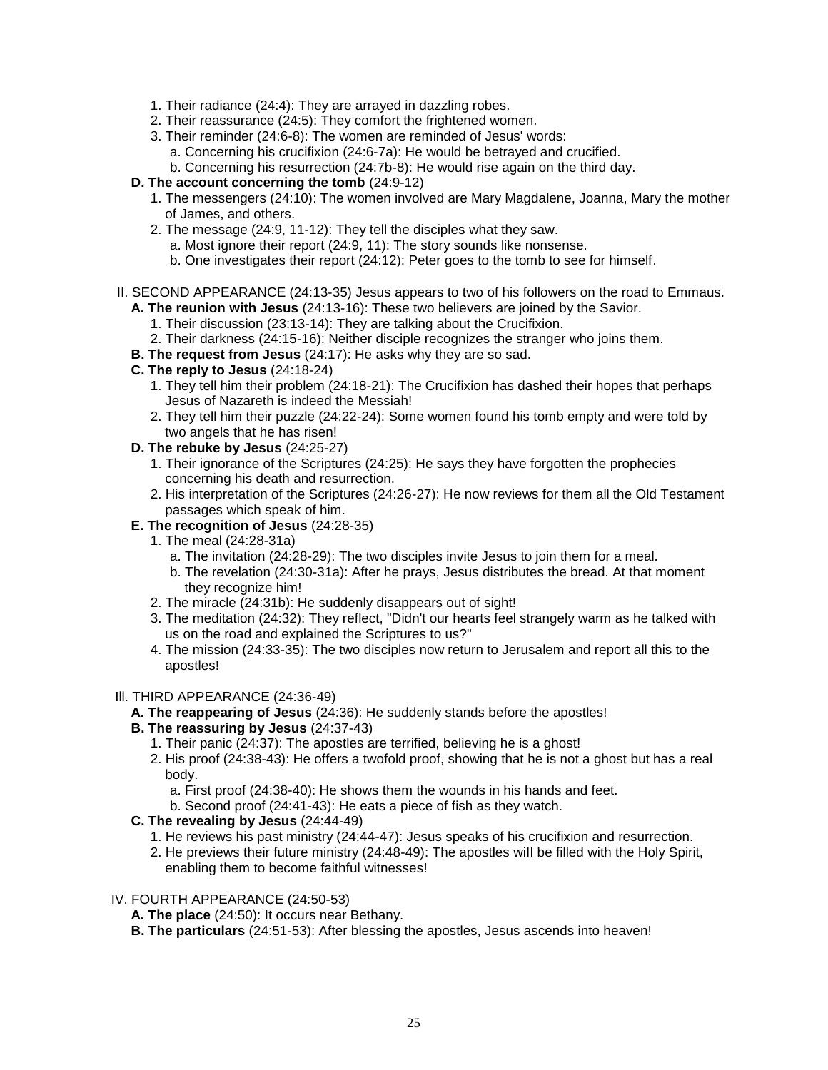1. Their radiance (24:4): They are arrayed in dazzling robes.
2. Their reassurance (24:5): They comfort the frightened women.
3. Their reminder (24:6-8): The women are reminded of Jesus' words:
   a. Concerning his crucifixion (24:6-7a): He would be betrayed and crucified.
   b. Concerning his resurrection (24:7b-8): He would rise again on the third day.

**D. The account concerning the tomb** (24:9-12)
1. The messengers (24:10): The women involved are Mary Magdalene, Joanna, Mary the mother of James, and others.
2. The message (24:9, 11-12): They tell the disciples what they saw.
   a. Most ignore their report (24:9, 11): The story sounds like nonsense.
   b. One investigates their report (24:12): Peter goes to the tomb to see for himself.

II. SECOND APPEARANCE (24:13-35) Jesus appears to two of his followers on the road to Emmaus.

**A. The reunion with Jesus** (24:13-16): These two believers are joined by the Savior.
1. Their discussion (23:13-14): They are talking about the Crucifixion.
2. Their darkness (24:15-16): Neither disciple recognizes the stranger who joins them.

**B. The request from Jesus** (24:17): He asks why they are so sad.

**C. The reply to Jesus** (24:18-24)
1. They tell him their problem (24:18-21): The Crucifixion has dashed their hopes that perhaps Jesus of Nazareth is indeed the Messiah!
2. They tell him their puzzle (24:22-24): Some women found his tomb empty and were told by two angels that he has risen!

**D. The rebuke by Jesus** (24:25-27)
1. Their ignorance of the Scriptures (24:25): He says they have forgotten the prophecies concerning his death and resurrection.
2. His interpretation of the Scriptures (24:26-27): He now reviews for them all the Old Testament passages which speak of him.

**E. The recognition of Jesus** (24:28-35)
1. The meal (24:28-31a)
   a. The invitation (24:28-29): The two disciples invite Jesus to join them for a meal.
   b. The revelation (24:30-31a): After he prays, Jesus distributes the bread. At that moment they recognize him!
2. The miracle (24:31b): He suddenly disappears out of sight!
3. The meditation (24:32): They reflect, "Didn't our hearts feel strangely warm as he talked with us on the road and explained the Scriptures to us?"
4. The mission (24:33-35): The two disciples now return to Jerusalem and report all this to the apostles!

III. THIRD APPEARANCE (24:36-49)

**A. The reappearing of Jesus** (24:36): He suddenly stands before the apostles!

**B. The reassuring by Jesus** (24:37-43)
1. Their panic (24:37): The apostles are terrified, believing he is a ghost!
2. His proof (24:38-43): He offers a twofold proof, showing that he is not a ghost but has a real body.
   a. First proof (24:38-40): He shows them the wounds in his hands and feet.
   b. Second proof (24:41-43): He eats a piece of fish as they watch.

**C. The revealing by Jesus** (24:44-49)
1. He reviews his past ministry (24:44-47): Jesus speaks of his crucifixion and resurrection.
2. He previews their future ministry (24:48-49): The apostles will be filled with the Holy Spirit, enabling them to become faithful witnesses!

IV. FOURTH APPEARANCE (24:50-53)

**A. The place** (24:50): It occurs near Bethany.

**B. The particulars** (24:51-53): After blessing the apostles, Jesus ascends into heaven!